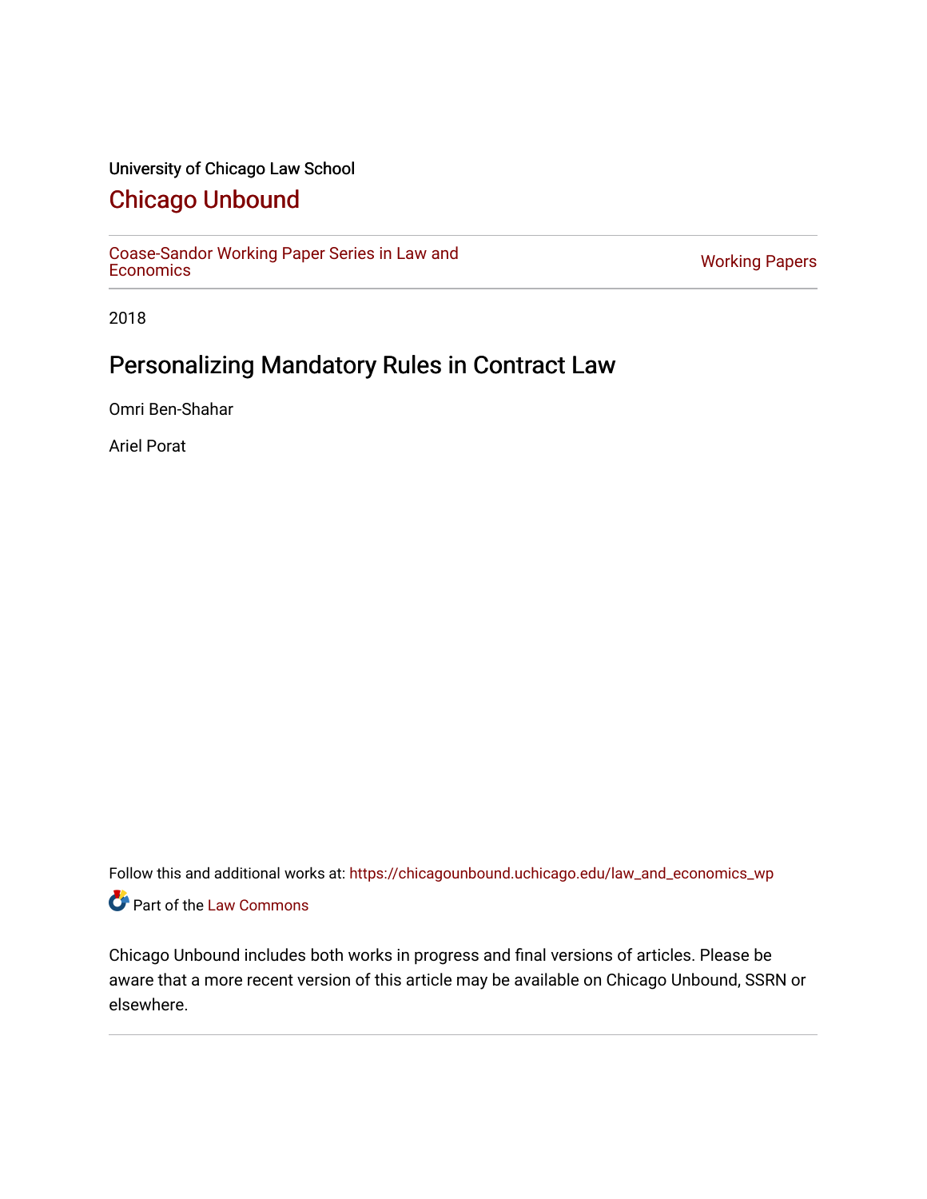University of Chicago Law School

# Chicago Unbound

Coase-Sandor Working Paper Series in Law and Economics | Working Papers

2018

## Personalizing Mandatory Rules in Contract Law

Omri Ben-Shahar

Ariel Porat

Follow this and additional works at: https://chicagounbound.uchicago.edu/law_and_economics_wp

Part of the Law Commons

Chicago Unbound includes both works in progress and final versions of articles. Please be aware that a more recent version of this article may be available on Chicago Unbound, SSRN or elsewhere.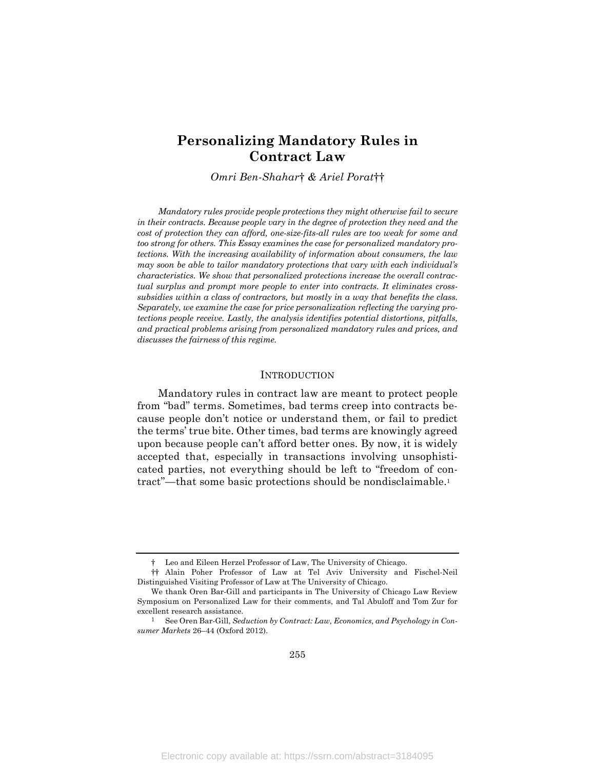# Personalizing Mandatory Rules in Contract Law

*Omri Ben-Shahar† & Ariel Porat††*

*Mandatory rules provide people protections they might otherwise fail to secure in their contracts. Because people vary in the degree of protection they need and the cost of protection they can afford, one-size-fits-all rules are too weak for some and too strong for others. This Essay examines the case for personalized mandatory protections. With the increasing availability of information about consumers, the law may soon be able to tailor mandatory protections that vary with each individual's characteristics. We show that personalized protections increase the overall contractual surplus and prompt more people to enter into contracts. It eliminates cross-subsidies within a class of contractors, but mostly in a way that benefits the class. Separately, we examine the case for price personalization reflecting the varying protections people receive. Lastly, the analysis identifies potential distortions, pitfalls, and practical problems arising from personalized mandatory rules and prices, and discusses the fairness of this regime.*

## INTRODUCTION

Mandatory rules in contract law are meant to protect people from "bad" terms. Sometimes, bad terms creep into contracts because people don't notice or understand them, or fail to predict the terms' true bite. Other times, bad terms are knowingly agreed upon because people can't afford better ones. By now, it is widely accepted that, especially in transactions involving unsophisticated parties, not everything should be left to "freedom of contract"—that some basic protections should be nondisclaimable.[1]

---

† Leo and Eileen Herzel Professor of Law, The University of Chicago.

†† Alain Poher Professor of Law at Tel Aviv University and Fischel-Neil Distinguished Visiting Professor of Law at The University of Chicago.

We thank Oren Bar-Gill and participants in The University of Chicago Law Review Symposium on Personalized Law for their comments, and Tal Abuloff and Tom Zur for excellent research assistance.

[1] See Oren Bar-Gill, *Seduction by Contract: Law, Economics, and Psychology in Consumer Markets* 26–44 (Oxford 2012).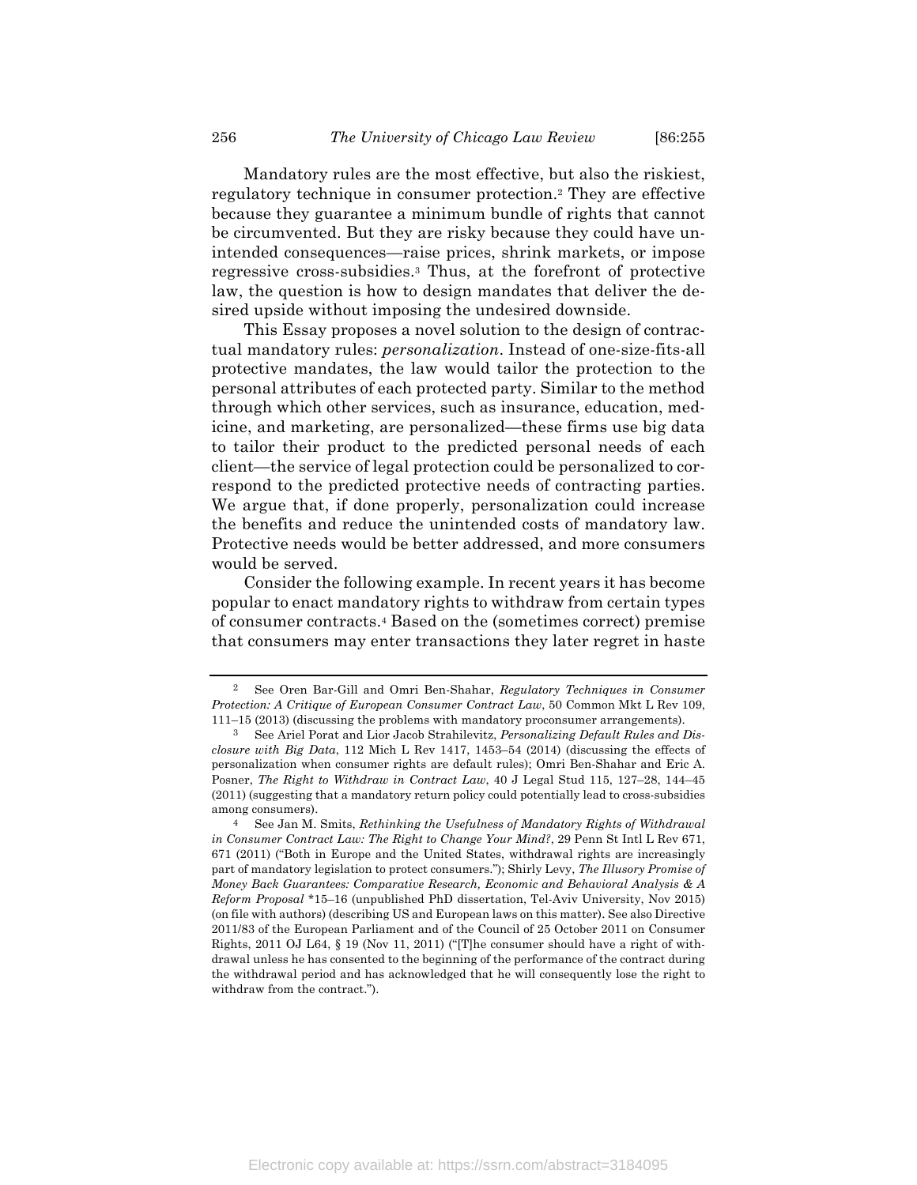Mandatory rules are the most effective, but also the riskiest, regulatory technique in consumer protection.[2] They are effective because they guarantee a minimum bundle of rights that cannot be circumvented. But they are risky because they could have unintended consequences—raise prices, shrink markets, or impose regressive cross-subsidies.[3] Thus, at the forefront of protective law, the question is how to design mandates that deliver the desired upside without imposing the undesired downside.

This Essay proposes a novel solution to the design of contractual mandatory rules: *personalization*. Instead of one-size-fits-all protective mandates, the law would tailor the protection to the personal attributes of each protected party. Similar to the method through which other services, such as insurance, education, medicine, and marketing, are personalized—these firms use big data to tailor their product to the predicted personal needs of each client—the service of legal protection could be personalized to correspond to the predicted protective needs of contracting parties. We argue that, if done properly, personalization could increase the benefits and reduce the unintended costs of mandatory law. Protective needs would be better addressed, and more consumers would be served.

Consider the following example. In recent years it has become popular to enact mandatory rights to withdraw from certain types of consumer contracts.[4] Based on the (sometimes correct) premise that consumers may enter transactions they later regret in haste

---

[2] See Oren Bar-Gill and Omri Ben-Shahar, *Regulatory Techniques in Consumer Protection: A Critique of European Consumer Contract Law*, 50 Common Mkt L Rev 109, 111–15 (2013) (discussing the problems with mandatory proconsumer arrangements).

[3] See Ariel Porat and Lior Jacob Strahilevitz, *Personalizing Default Rules and Disclosure with Big Data*, 112 Mich L Rev 1417, 1453–54 (2014) (discussing the effects of personalization when consumer rights are default rules); Omri Ben-Shahar and Eric A. Posner, *The Right to Withdraw in Contract Law*, 40 J Legal Stud 115, 127–28, 144–45 (2011) (suggesting that a mandatory return policy could potentially lead to cross-subsidies among consumers).

[4] See Jan M. Smits, *Rethinking the Usefulness of Mandatory Rights of Withdrawal in Consumer Contract Law: The Right to Change Your Mind?*, 29 Penn St Intl L Rev 671, 671 (2011) ("Both in Europe and the United States, withdrawal rights are increasingly part of mandatory legislation to protect consumers."); Shirly Levy, *The Illusory Promise of Money Back Guarantees: Comparative Research, Economic and Behavioral Analysis & A Reform Proposal* *15–16 (unpublished PhD dissertation, Tel-Aviv University, Nov 2015) (on file with authors) (describing US and European laws on this matter). See also Directive 2011/83 of the European Parliament and of the Council of 25 October 2011 on Consumer Rights, 2011 OJ L64, § 19 (Nov 11, 2011) ("[T]he consumer should have a right of withdrawal unless he has consented to the beginning of the performance of the contract during the withdrawal period and has acknowledged that he will consequently lose the right to withdraw from the contract.").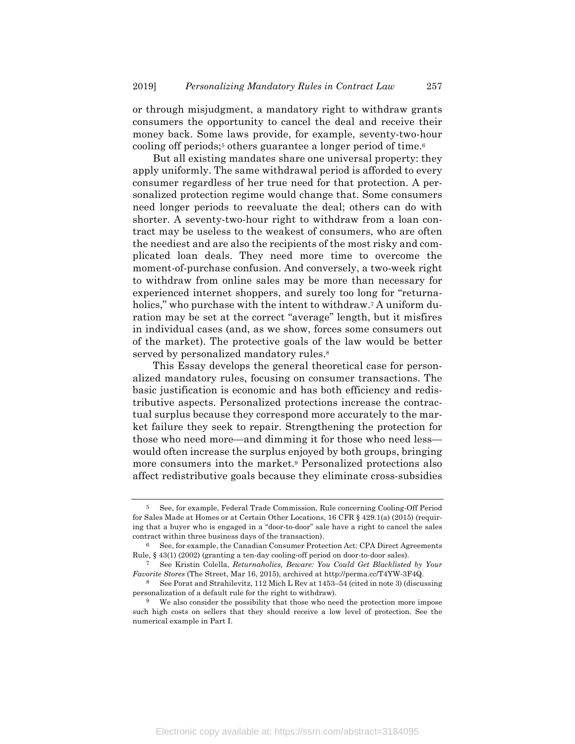or through misjudgment, a mandatory right to withdraw grants consumers the opportunity to cancel the deal and receive their money back. Some laws provide, for example, seventy-two-hour cooling off periods;[5] others guarantee a longer period of time.[6]

But all existing mandates share one universal property: they apply uniformly. The same withdrawal period is afforded to every consumer regardless of her true need for that protection. A personalized protection regime would change that. Some consumers need longer periods to reevaluate the deal; others can do with shorter. A seventy-two-hour right to withdraw from a loan contract may be useless to the weakest of consumers, who are often the neediest and are also the recipients of the most risky and complicated loan deals. They need more time to overcome the moment-of-purchase confusion. And conversely, a two-week right to withdraw from online sales may be more than necessary for experienced internet shoppers, and surely too long for "returnaholics," who purchase with the intent to withdraw.[7] A uniform duration may be set at the correct "average" length, but it misfires in individual cases (and, as we show, forces some consumers out of the market). The protective goals of the law would be better served by personalized mandatory rules.[8]

This Essay develops the general theoretical case for personalized mandatory rules, focusing on consumer transactions. The basic justification is economic and has both efficiency and redistributive aspects. Personalized protections increase the contractual surplus because they correspond more accurately to the market failure they seek to repair. Strengthening the protection for those who need more—and dimming it for those who need less—would often increase the surplus enjoyed by both groups, bringing more consumers into the market.[9] Personalized protections also affect redistributive goals because they eliminate cross-subsidies

---

[5] See, for example, Federal Trade Commission, Rule concerning Cooling-Off Period for Sales Made at Homes or at Certain Other Locations, 16 CFR § 429.1(a) (2015) (requiring that a buyer who is engaged in a "door-to-door" sale have a right to cancel the sales contract within three business days of the transaction).

[6] See, for example, the Canadian Consumer Protection Act: CPA Direct Agreements Rule, § 43(1) (2002) (granting a ten-day cooling-off period on door-to-door sales).

[7] See Kristin Colella, *Returnaholics, Beware: You Could Get Blacklisted by Your Favorite Stores* (The Street, Mar 16, 2015), archived at http://perma.cc/T4YW-3F4Q.

[8] See Porat and Strahilevitz, 112 Mich L Rev at 1453–54 (cited in note 3) (discussing personalization of a default rule for the right to withdraw).

[9] We also consider the possibility that those who need the protection more impose such high costs on sellers that they should receive a low level of protection. See the numerical example in Part I.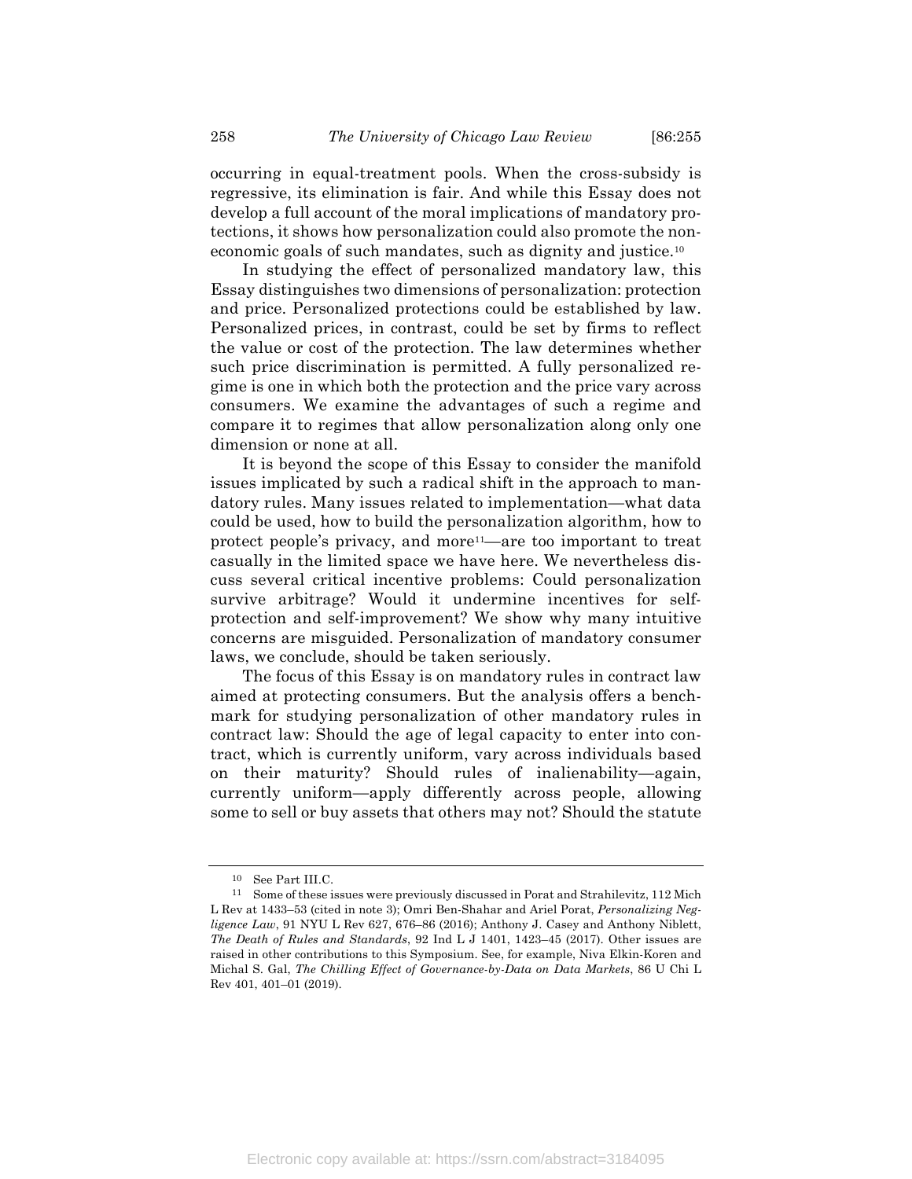occurring in equal-treatment pools. When the cross-subsidy is regressive, its elimination is fair. And while this Essay does not develop a full account of the moral implications of mandatory protections, it shows how personalization could also promote the non-economic goals of such mandates, such as dignity and justice.[10]

In studying the effect of personalized mandatory law, this Essay distinguishes two dimensions of personalization: protection and price. Personalized protections could be established by law. Personalized prices, in contrast, could be set by firms to reflect the value or cost of the protection. The law determines whether such price discrimination is permitted. A fully personalized regime is one in which both the protection and the price vary across consumers. We examine the advantages of such a regime and compare it to regimes that allow personalization along only one dimension or none at all.

It is beyond the scope of this Essay to consider the manifold issues implicated by such a radical shift in the approach to mandatory rules. Many issues related to implementation—what data could be used, how to build the personalization algorithm, how to protect people's privacy, and more[11]—are too important to treat casually in the limited space we have here. We nevertheless discuss several critical incentive problems: Could personalization survive arbitrage? Would it undermine incentives for self-protection and self-improvement? We show why many intuitive concerns are misguided. Personalization of mandatory consumer laws, we conclude, should be taken seriously.

The focus of this Essay is on mandatory rules in contract law aimed at protecting consumers. But the analysis offers a benchmark for studying personalization of other mandatory rules in contract law: Should the age of legal capacity to enter into contract, which is currently uniform, vary across individuals based on their maturity? Should rules of inalienability—again, currently uniform—apply differently across people, allowing some to sell or buy assets that others may not? Should the statute

---

[10] See Part III.C.

[11] Some of these issues were previously discussed in Porat and Strahilevitz, 112 Mich L Rev at 1433–53 (cited in note 3); Omri Ben-Shahar and Ariel Porat, *Personalizing Negligence Law*, 91 NYU L Rev 627, 676–86 (2016); Anthony J. Casey and Anthony Niblett, *The Death of Rules and Standards*, 92 Ind L J 1401, 1423–45 (2017). Other issues are raised in other contributions to this Symposium. See, for example, Niva Elkin-Koren and Michal S. Gal, *The Chilling Effect of Governance-by-Data on Data Markets*, 86 U Chi L Rev 401, 401–01 (2019).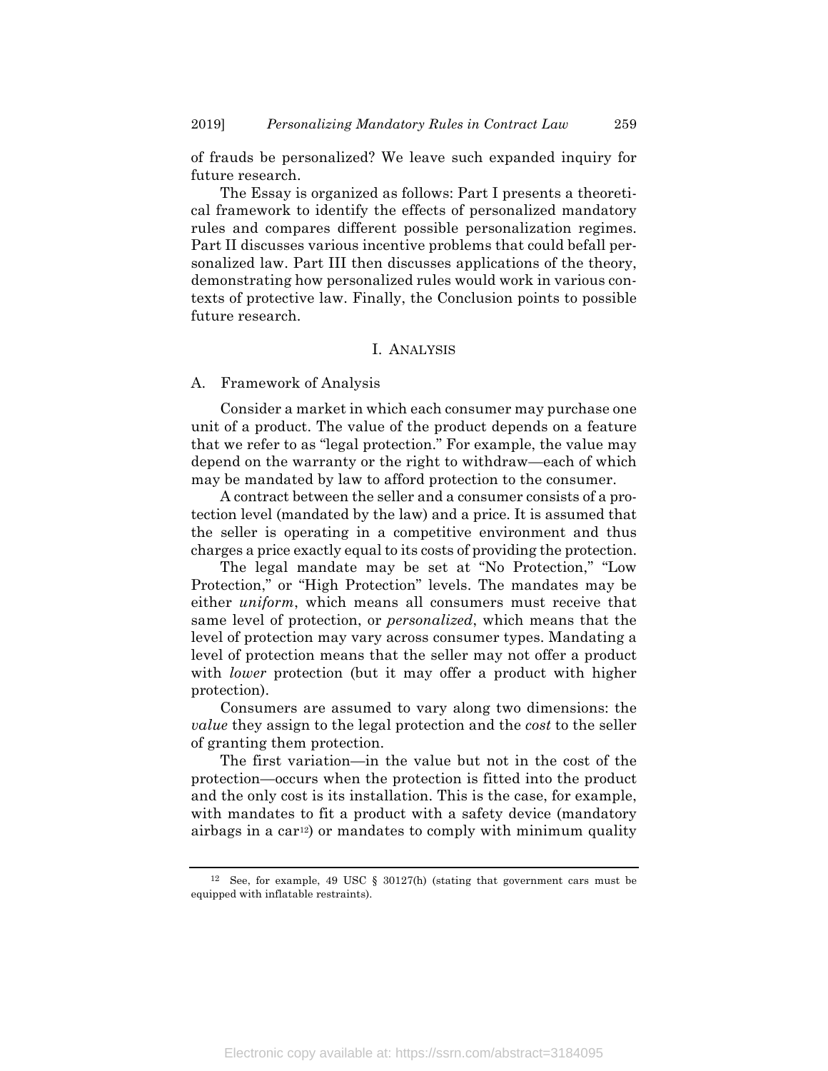of frauds be personalized? We leave such expanded inquiry for future research.

The Essay is organized as follows: Part I presents a theoretical framework to identify the effects of personalized mandatory rules and compares different possible personalization regimes. Part II discusses various incentive problems that could befall personalized law. Part III then discusses applications of the theory, demonstrating how personalized rules would work in various contexts of protective law. Finally, the Conclusion points to possible future research.

## I. Analysis

### A. Framework of Analysis

Consider a market in which each consumer may purchase one unit of a product. The value of the product depends on a feature that we refer to as "legal protection." For example, the value may depend on the warranty or the right to withdraw—each of which may be mandated by law to afford protection to the consumer.

A contract between the seller and a consumer consists of a protection level (mandated by the law) and a price. It is assumed that the seller is operating in a competitive environment and thus charges a price exactly equal to its costs of providing the protection.

The legal mandate may be set at "No Protection," "Low Protection," or "High Protection" levels. The mandates may be either *uniform*, which means all consumers must receive that same level of protection, or *personalized*, which means that the level of protection may vary across consumer types. Mandating a level of protection means that the seller may not offer a product with *lower* protection (but it may offer a product with higher protection).

Consumers are assumed to vary along two dimensions: the *value* they assign to the legal protection and the *cost* to the seller of granting them protection.

The first variation—in the value but not in the cost of the protection—occurs when the protection is fitted into the product and the only cost is its installation. This is the case, for example, with mandates to fit a product with a safety device (mandatory airbags in a car[12]) or mandates to comply with minimum quality

[12] See, for example, 49 USC § 30127(h) (stating that government cars must be equipped with inflatable restraints).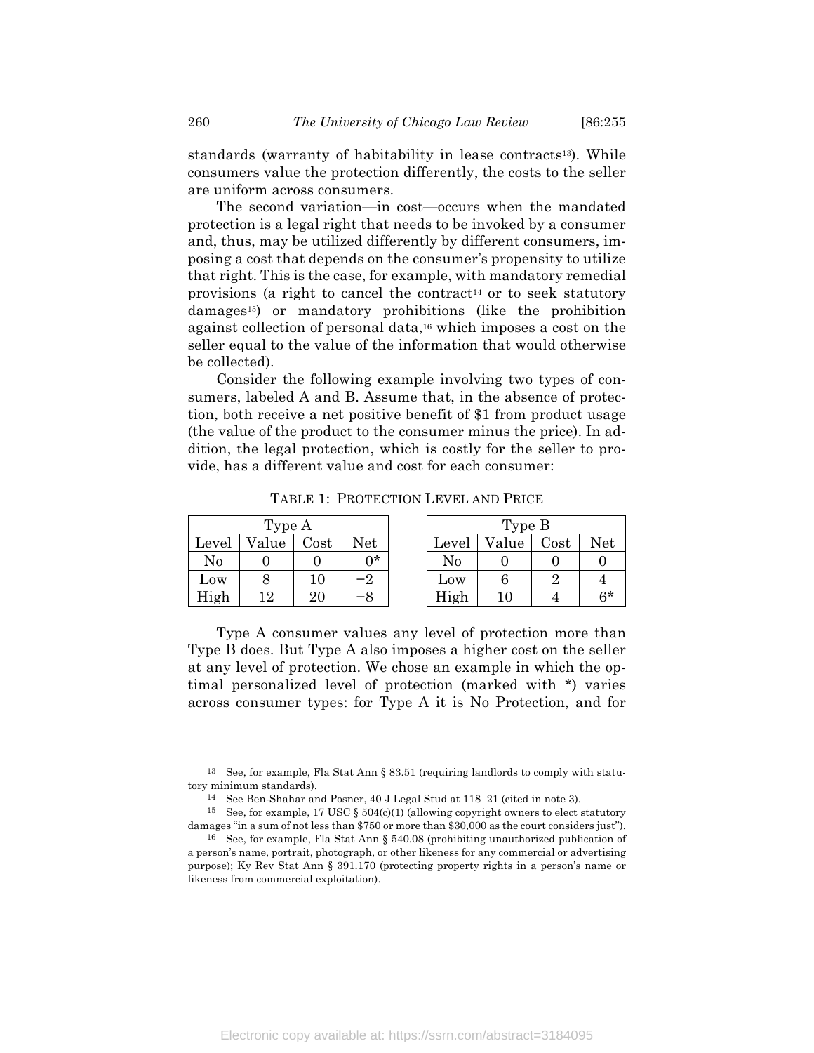standards (warranty of habitability in lease contracts[13]). While consumers value the protection differently, the costs to the seller are uniform across consumers.

The second variation—in cost—occurs when the mandated protection is a legal right that needs to be invoked by a consumer and, thus, may be utilized differently by different consumers, imposing a cost that depends on the consumer's propensity to utilize that right. This is the case, for example, with mandatory remedial provisions (a right to cancel the contract[14] or to seek statutory damages[15]) or mandatory prohibitions (like the prohibition against collection of personal data,[16] which imposes a cost on the seller equal to the value of the information that would otherwise be collected).

Consider the following example involving two types of consumers, labeled A and B. Assume that, in the absence of protection, both receive a net positive benefit of $1 from product usage (the value of the product to the consumer minus the price). In addition, the legal protection, which is costly for the seller to provide, has a different value and cost for each consumer:

TABLE 1: PROTECTION LEVEL AND PRICE

| Type A | | | |
|---|---|---|---|
| Level | Value | Cost | Net |
| No | 0 | 0 | 0* |
| Low | 8 | 10 | −2 |
| High | 12 | 20 | −8 |

| Type B | | | |
|---|---|---|---|
| Level | Value | Cost | Net |
| No | 0 | 0 | 0 |
| Low | 6 | 2 | 4 |
| High | 10 | 4 | 6* |

Type A consumer values any level of protection more than Type B does. But Type A also imposes a higher cost on the seller at any level of protection. We chose an example in which the optimal personalized level of protection (marked with *) varies across consumer types: for Type A it is No Protection, and for

---

[13] See, for example, Fla Stat Ann § 83.51 (requiring landlords to comply with statutory minimum standards).

[14] See Ben-Shahar and Posner, 40 J Legal Stud at 118–21 (cited in note 3).

[15] See, for example, 17 USC § 504(c)(1) (allowing copyright owners to elect statutory damages "in a sum of not less than $750 or more than $30,000 as the court considers just").

[16] See, for example, Fla Stat Ann § 540.08 (prohibiting unauthorized publication of a person's name, portrait, photograph, or other likeness for any commercial or advertising purpose); Ky Rev Stat Ann § 391.170 (protecting property rights in a person's name or likeness from commercial exploitation).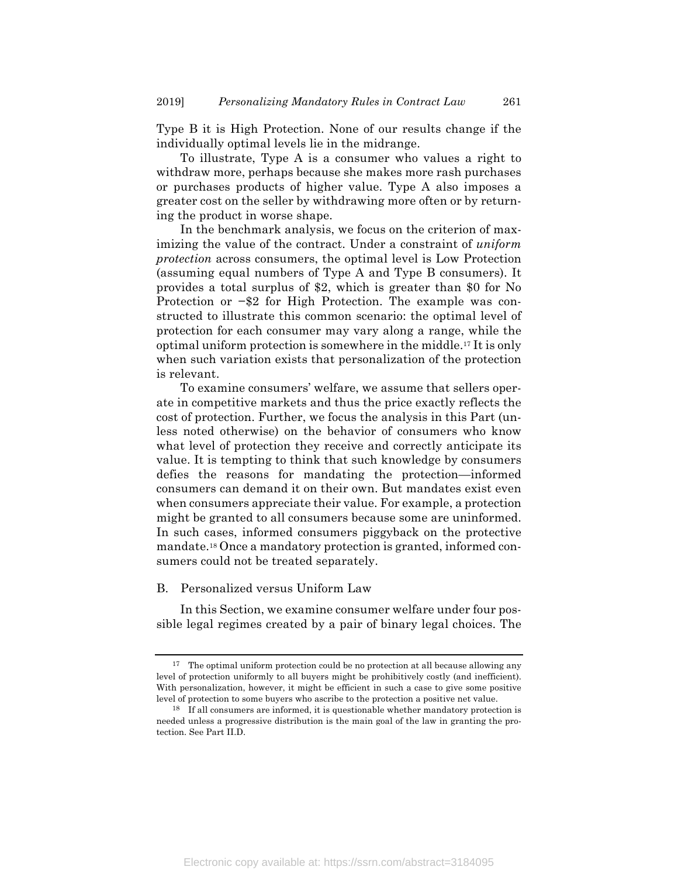Type B it is High Protection. None of our results change if the individually optimal levels lie in the midrange.

To illustrate, Type A is a consumer who values a right to withdraw more, perhaps because she makes more rash purchases or purchases products of higher value. Type A also imposes a greater cost on the seller by withdrawing more often or by returning the product in worse shape.

In the benchmark analysis, we focus on the criterion of maximizing the value of the contract. Under a constraint of *uniform protection* across consumers, the optimal level is Low Protection (assuming equal numbers of Type A and Type B consumers). It provides a total surplus of $2, which is greater than $0 for No Protection or −$2 for High Protection. The example was constructed to illustrate this common scenario: the optimal level of protection for each consumer may vary along a range, while the optimal uniform protection is somewhere in the middle.[17] It is only when such variation exists that personalization of the protection is relevant.

To examine consumers' welfare, we assume that sellers operate in competitive markets and thus the price exactly reflects the cost of protection. Further, we focus the analysis in this Part (unless noted otherwise) on the behavior of consumers who know what level of protection they receive and correctly anticipate its value. It is tempting to think that such knowledge by consumers defies the reasons for mandating the protection—informed consumers can demand it on their own. But mandates exist even when consumers appreciate their value. For example, a protection might be granted to all consumers because some are uninformed. In such cases, informed consumers piggyback on the protective mandate.[18] Once a mandatory protection is granted, informed consumers could not be treated separately.

## B. Personalized versus Uniform Law

In this Section, we examine consumer welfare under four possible legal regimes created by a pair of binary legal choices. The

---

[17] The optimal uniform protection could be no protection at all because allowing any level of protection uniformly to all buyers might be prohibitively costly (and inefficient). With personalization, however, it might be efficient in such a case to give some positive level of protection to some buyers who ascribe to the protection a positive net value.

[18] If all consumers are informed, it is questionable whether mandatory protection is needed unless a progressive distribution is the main goal of the law in granting the protection. See Part II.D.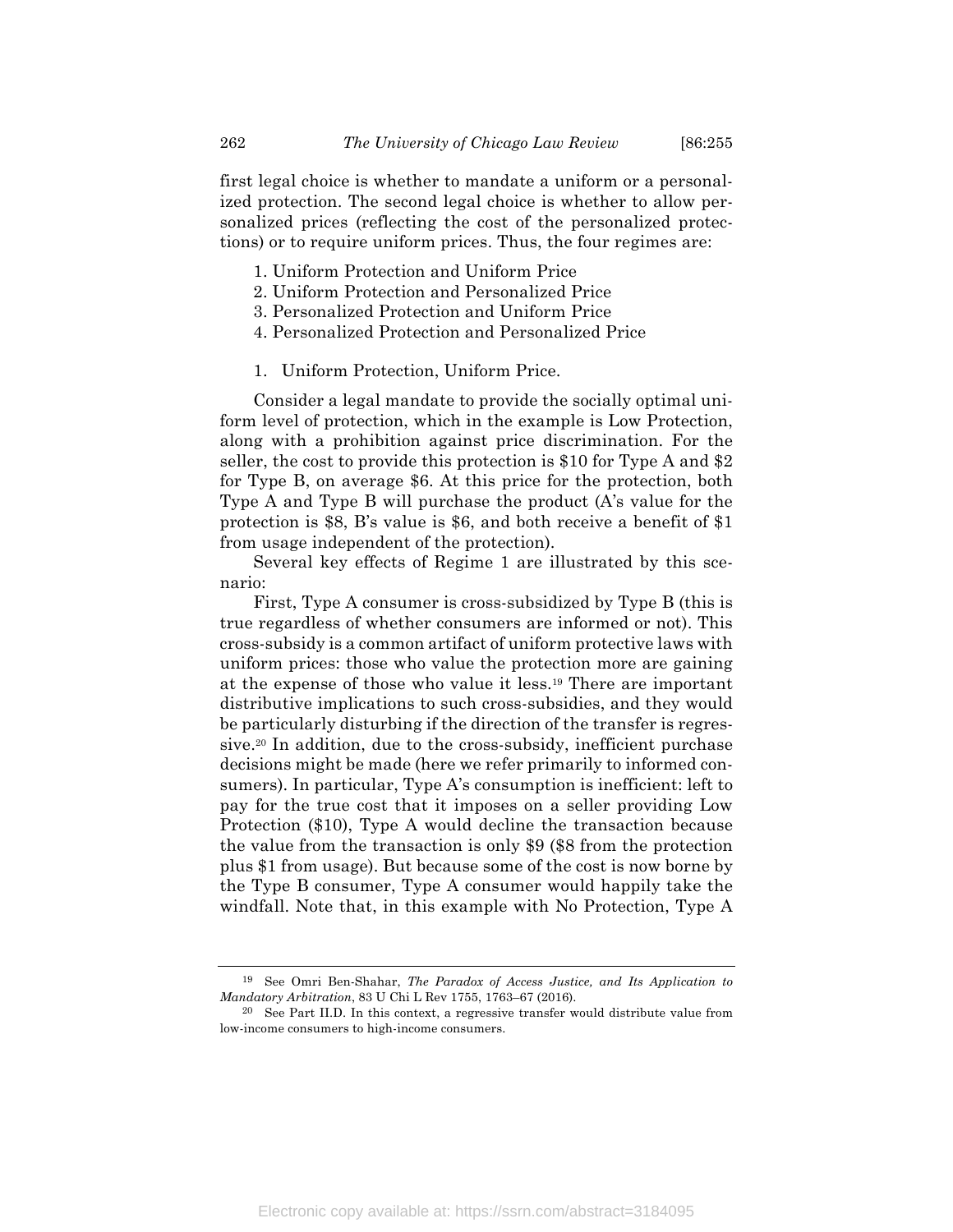first legal choice is whether to mandate a uniform or a personalized protection. The second legal choice is whether to allow personalized prices (reflecting the cost of the personalized protections) or to require uniform prices. Thus, the four regimes are:

1. Uniform Protection and Uniform Price
2. Uniform Protection and Personalized Price
3. Personalized Protection and Uniform Price
4. Personalized Protection and Personalized Price

### 1. Uniform Protection, Uniform Price.

Consider a legal mandate to provide the socially optimal uniform level of protection, which in the example is Low Protection, along with a prohibition against price discrimination. For the seller, the cost to provide this protection is $10 for Type A and $2 for Type B, on average $6. At this price for the protection, both Type A and Type B will purchase the product (A's value for the protection is $8, B's value is $6, and both receive a benefit of $1 from usage independent of the protection).

Several key effects of Regime 1 are illustrated by this scenario:

First, Type A consumer is cross-subsidized by Type B (this is true regardless of whether consumers are informed or not). This cross-subsidy is a common artifact of uniform protective laws with uniform prices: those who value the protection more are gaining at the expense of those who value it less.[19] There are important distributive implications to such cross-subsidies, and they would be particularly disturbing if the direction of the transfer is regressive.[20] In addition, due to the cross-subsidy, inefficient purchase decisions might be made (here we refer primarily to informed consumers). In particular, Type A's consumption is inefficient: left to pay for the true cost that it imposes on a seller providing Low Protection ($10), Type A would decline the transaction because the value from the transaction is only $9 ($8 from the protection plus $1 from usage). But because some of the cost is now borne by the Type B consumer, Type A consumer would happily take the windfall. Note that, in this example with No Protection, Type A

---

[19] See Omri Ben-Shahar, *The Paradox of Access Justice, and Its Application to Mandatory Arbitration*, 83 U Chi L Rev 1755, 1763–67 (2016).

[20] See Part II.D. In this context, a regressive transfer would distribute value from low-income consumers to high-income consumers.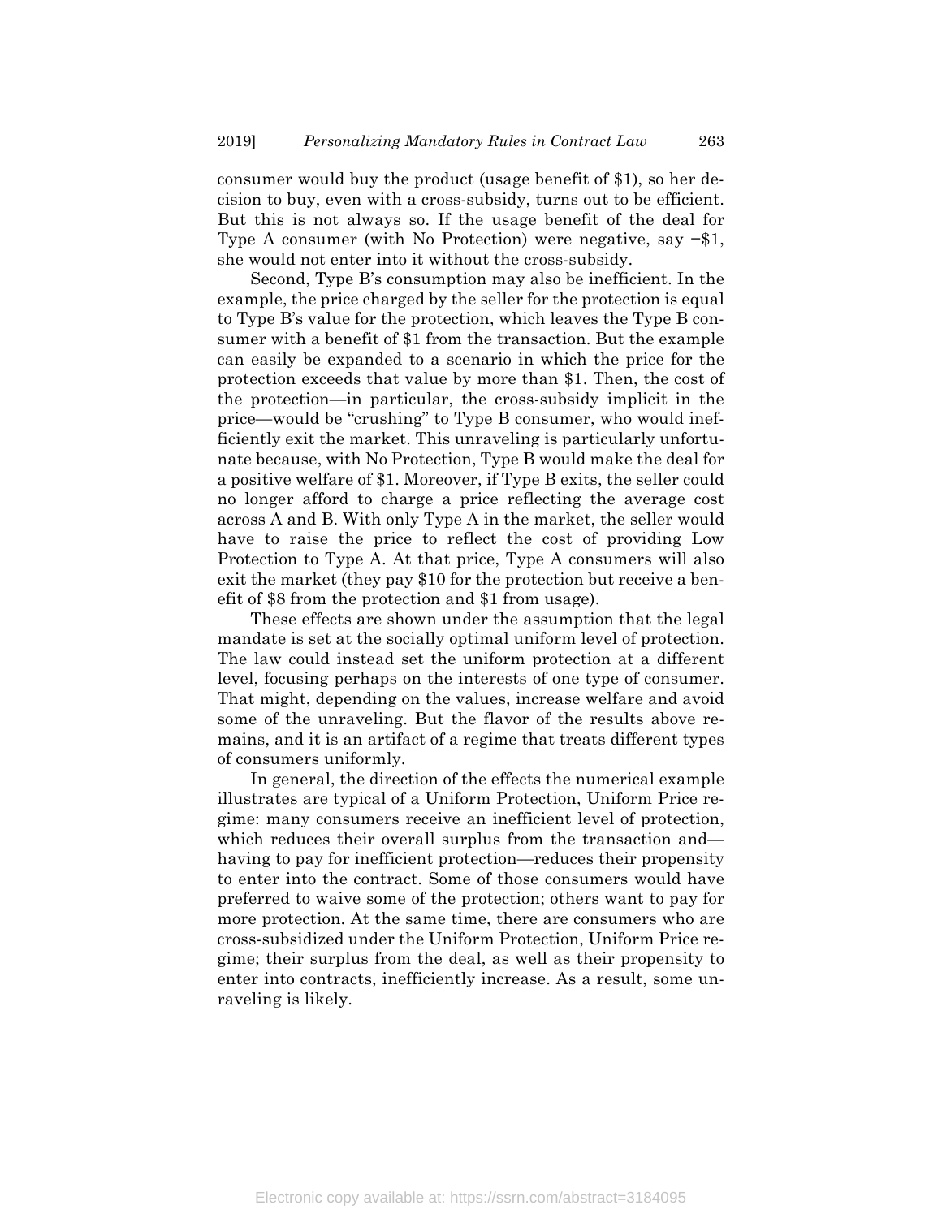consumer would buy the product (usage benefit of \$1), so her decision to buy, even with a cross-subsidy, turns out to be efficient. But this is not always so. If the usage benefit of the deal for Type A consumer (with No Protection) were negative, say −\$1, she would not enter into it without the cross-subsidy.

Second, Type B's consumption may also be inefficient. In the example, the price charged by the seller for the protection is equal to Type B's value for the protection, which leaves the Type B consumer with a benefit of \$1 from the transaction. But the example can easily be expanded to a scenario in which the price for the protection exceeds that value by more than \$1. Then, the cost of the protection—in particular, the cross-subsidy implicit in the price—would be "crushing" to Type B consumer, who would inefficiently exit the market. This unraveling is particularly unfortunate because, with No Protection, Type B would make the deal for a positive welfare of \$1. Moreover, if Type B exits, the seller could no longer afford to charge a price reflecting the average cost across A and B. With only Type A in the market, the seller would have to raise the price to reflect the cost of providing Low Protection to Type A. At that price, Type A consumers will also exit the market (they pay \$10 for the protection but receive a benefit of \$8 from the protection and \$1 from usage).

These effects are shown under the assumption that the legal mandate is set at the socially optimal uniform level of protection. The law could instead set the uniform protection at a different level, focusing perhaps on the interests of one type of consumer. That might, depending on the values, increase welfare and avoid some of the unraveling. But the flavor of the results above remains, and it is an artifact of a regime that treats different types of consumers uniformly.

In general, the direction of the effects the numerical example illustrates are typical of a Uniform Protection, Uniform Price regime: many consumers receive an inefficient level of protection, which reduces their overall surplus from the transaction and—having to pay for inefficient protection—reduces their propensity to enter into the contract. Some of those consumers would have preferred to waive some of the protection; others want to pay for more protection. At the same time, there are consumers who are cross-subsidized under the Uniform Protection, Uniform Price regime; their surplus from the deal, as well as their propensity to enter into contracts, inefficiently increase. As a result, some unraveling is likely.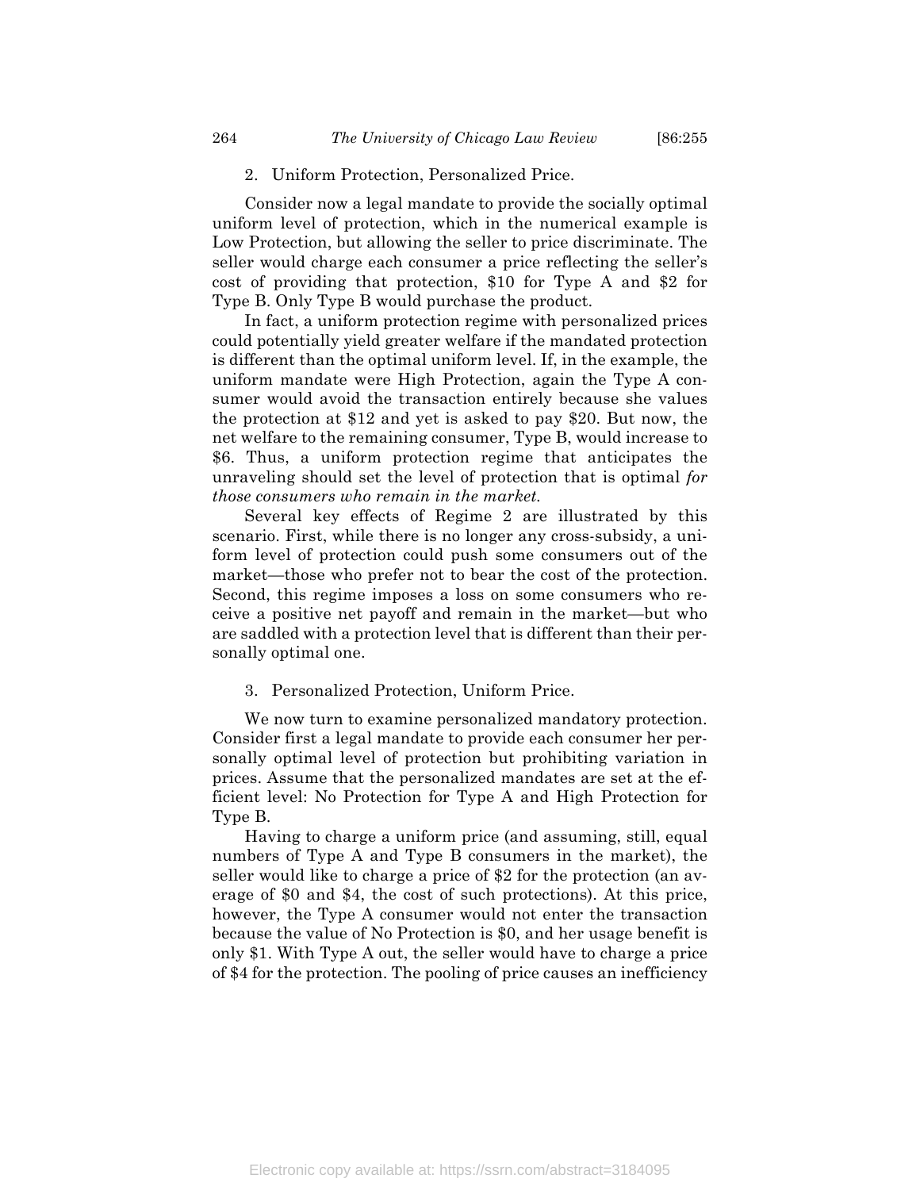### 2. Uniform Protection, Personalized Price.

Consider now a legal mandate to provide the socially optimal uniform level of protection, which in the numerical example is Low Protection, but allowing the seller to price discriminate. The seller would charge each consumer a price reflecting the seller's cost of providing that protection, \$10 for Type A and \$2 for Type B. Only Type B would purchase the product.

In fact, a uniform protection regime with personalized prices could potentially yield greater welfare if the mandated protection is different than the optimal uniform level. If, in the example, the uniform mandate were High Protection, again the Type A consumer would avoid the transaction entirely because she values the protection at \$12 and yet is asked to pay \$20. But now, the net welfare to the remaining consumer, Type B, would increase to \$6. Thus, a uniform protection regime that anticipates the unraveling should set the level of protection that is optimal *for those consumers who remain in the market.*

Several key effects of Regime 2 are illustrated by this scenario. First, while there is no longer any cross-subsidy, a uniform level of protection could push some consumers out of the market—those who prefer not to bear the cost of the protection. Second, this regime imposes a loss on some consumers who receive a positive net payoff and remain in the market—but who are saddled with a protection level that is different than their personally optimal one.

### 3. Personalized Protection, Uniform Price.

We now turn to examine personalized mandatory protection. Consider first a legal mandate to provide each consumer her personally optimal level of protection but prohibiting variation in prices. Assume that the personalized mandates are set at the efficient level: No Protection for Type A and High Protection for Type B.

Having to charge a uniform price (and assuming, still, equal numbers of Type A and Type B consumers in the market), the seller would like to charge a price of \$2 for the protection (an average of \$0 and \$4, the cost of such protections). At this price, however, the Type A consumer would not enter the transaction because the value of No Protection is \$0, and her usage benefit is only \$1. With Type A out, the seller would have to charge a price of \$4 for the protection. The pooling of price causes an inefficiency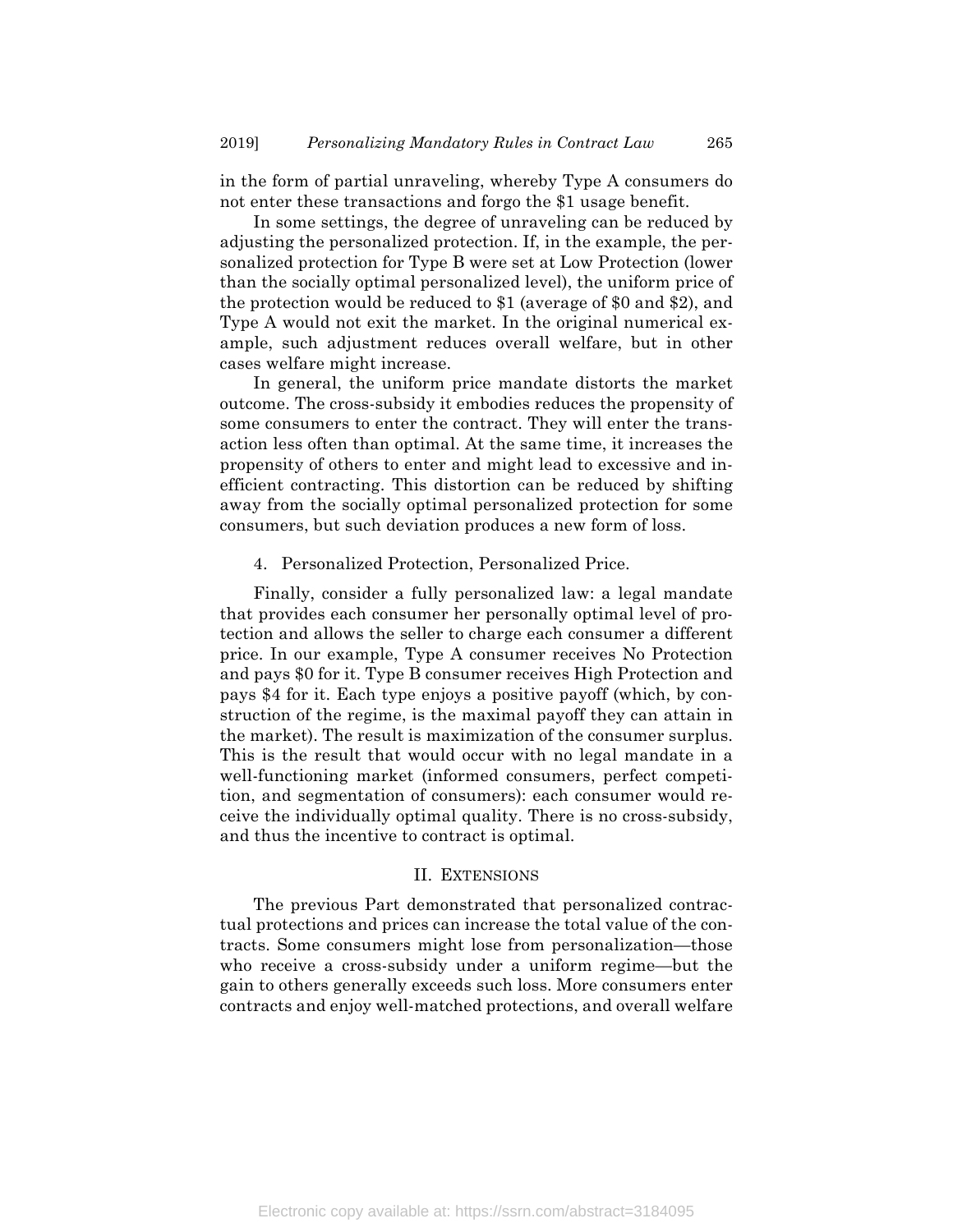in the form of partial unraveling, whereby Type A consumers do not enter these transactions and forgo the $1 usage benefit.

In some settings, the degree of unraveling can be reduced by adjusting the personalized protection. If, in the example, the personalized protection for Type B were set at Low Protection (lower than the socially optimal personalized level), the uniform price of the protection would be reduced to $1 (average of $0 and $2), and Type A would not exit the market. In the original numerical example, such adjustment reduces overall welfare, but in other cases welfare might increase.

In general, the uniform price mandate distorts the market outcome. The cross-subsidy it embodies reduces the propensity of some consumers to enter the contract. They will enter the transaction less often than optimal. At the same time, it increases the propensity of others to enter and might lead to excessive and inefficient contracting. This distortion can be reduced by shifting away from the socially optimal personalized protection for some consumers, but such deviation produces a new form of loss.

#### 4. Personalized Protection, Personalized Price.

Finally, consider a fully personalized law: a legal mandate that provides each consumer her personally optimal level of protection and allows the seller to charge each consumer a different price. In our example, Type A consumer receives No Protection and pays $0 for it. Type B consumer receives High Protection and pays $4 for it. Each type enjoys a positive payoff (which, by construction of the regime, is the maximal payoff they can attain in the market). The result is maximization of the consumer surplus. This is the result that would occur with no legal mandate in a well-functioning market (informed consumers, perfect competition, and segmentation of consumers): each consumer would receive the individually optimal quality. There is no cross-subsidy, and thus the incentive to contract is optimal.

## II. Extensions

The previous Part demonstrated that personalized contractual protections and prices can increase the total value of the contracts. Some consumers might lose from personalization—those who receive a cross-subsidy under a uniform regime—but the gain to others generally exceeds such loss. More consumers enter contracts and enjoy well-matched protections, and overall welfare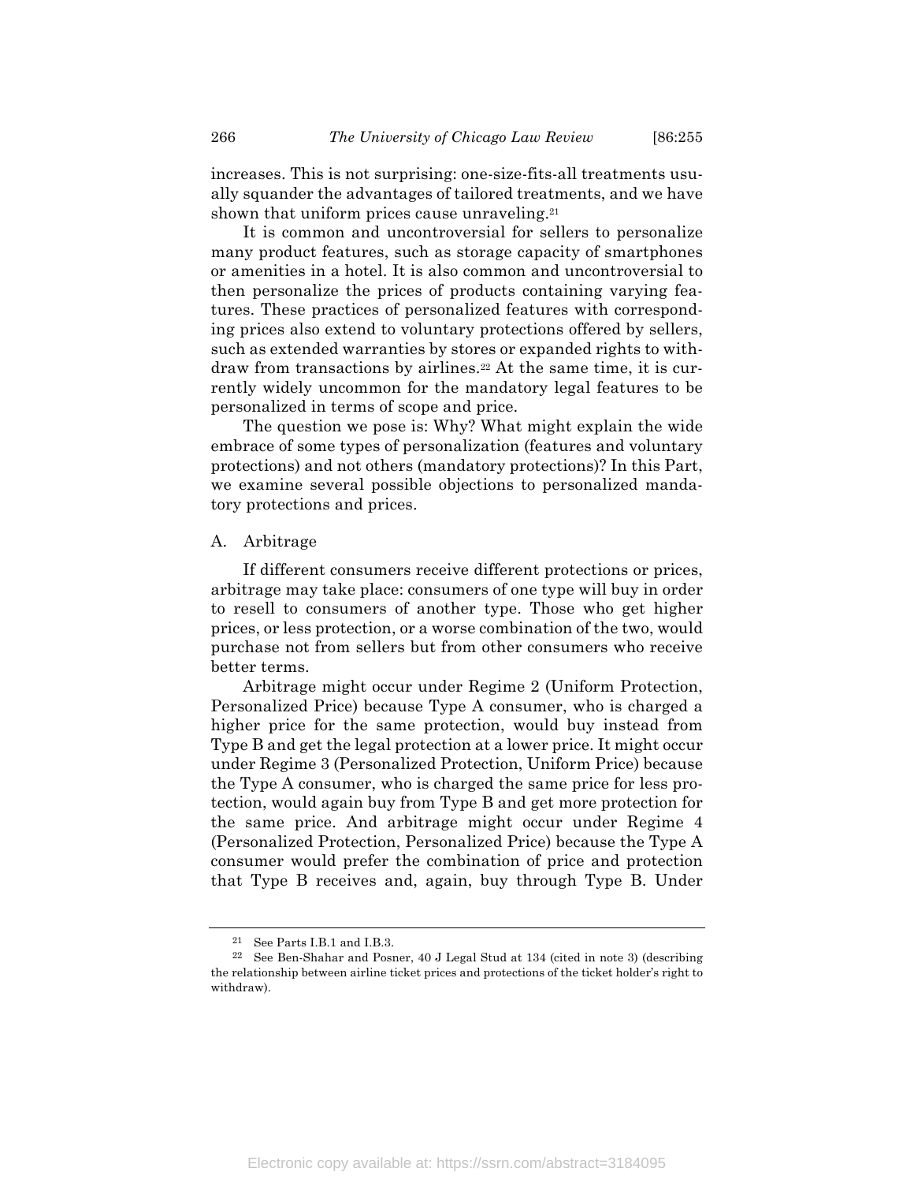increases. This is not surprising: one-size-fits-all treatments usually squander the advantages of tailored treatments, and we have shown that uniform prices cause unraveling.[21]

It is common and uncontroversial for sellers to personalize many product features, such as storage capacity of smartphones or amenities in a hotel. It is also common and uncontroversial to then personalize the prices of products containing varying features. These practices of personalized features with corresponding prices also extend to voluntary protections offered by sellers, such as extended warranties by stores or expanded rights to withdraw from transactions by airlines.[22] At the same time, it is currently widely uncommon for the mandatory legal features to be personalized in terms of scope and price.

The question we pose is: Why? What might explain the wide embrace of some types of personalization (features and voluntary protections) and not others (mandatory protections)? In this Part, we examine several possible objections to personalized mandatory protections and prices.

## A. Arbitrage

If different consumers receive different protections or prices, arbitrage may take place: consumers of one type will buy in order to resell to consumers of another type. Those who get higher prices, or less protection, or a worse combination of the two, would purchase not from sellers but from other consumers who receive better terms.

Arbitrage might occur under Regime 2 (Uniform Protection, Personalized Price) because Type A consumer, who is charged a higher price for the same protection, would buy instead from Type B and get the legal protection at a lower price. It might occur under Regime 3 (Personalized Protection, Uniform Price) because the Type A consumer, who is charged the same price for less protection, would again buy from Type B and get more protection for the same price. And arbitrage might occur under Regime 4 (Personalized Protection, Personalized Price) because the Type A consumer would prefer the combination of price and protection that Type B receives and, again, buy through Type B. Under

---

[21] See Parts I.B.1 and I.B.3.

[22] See Ben-Shahar and Posner, 40 J Legal Stud at 134 (cited in note 3) (describing the relationship between airline ticket prices and protections of the ticket holder's right to withdraw).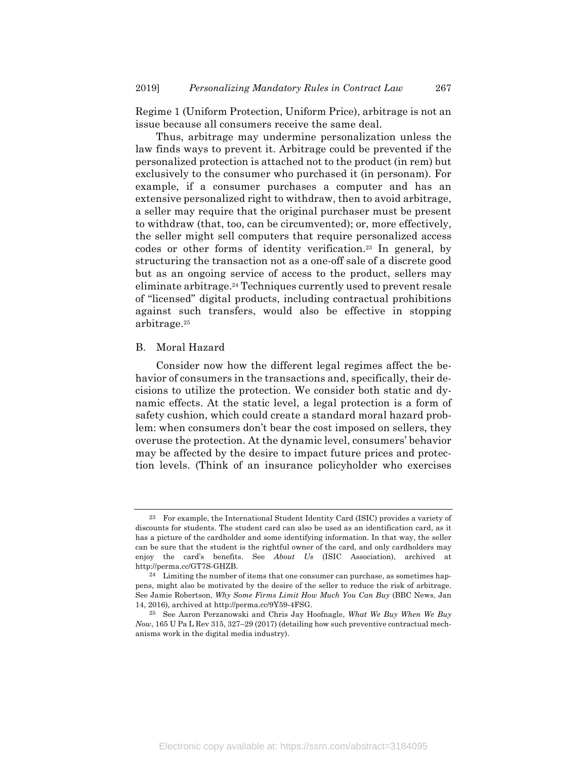Regime 1 (Uniform Protection, Uniform Price), arbitrage is not an issue because all consumers receive the same deal.

Thus, arbitrage may undermine personalization unless the law finds ways to prevent it. Arbitrage could be prevented if the personalized protection is attached not to the product (in rem) but exclusively to the consumer who purchased it (in personam). For example, if a consumer purchases a computer and has an extensive personalized right to withdraw, then to avoid arbitrage, a seller may require that the original purchaser must be present to withdraw (that, too, can be circumvented); or, more effectively, the seller might sell computers that require personalized access codes or other forms of identity verification.[23] In general, by structuring the transaction not as a one-off sale of a discrete good but as an ongoing service of access to the product, sellers may eliminate arbitrage.[24] Techniques currently used to prevent resale of "licensed" digital products, including contractual prohibitions against such transfers, would also be effective in stopping arbitrage.[25]

## B. Moral Hazard

Consider now how the different legal regimes affect the behavior of consumers in the transactions and, specifically, their decisions to utilize the protection. We consider both static and dynamic effects. At the static level, a legal protection is a form of safety cushion, which could create a standard moral hazard problem: when consumers don't bear the cost imposed on sellers, they overuse the protection. At the dynamic level, consumers' behavior may be affected by the desire to impact future prices and protection levels. (Think of an insurance policyholder who exercises

---

[23] For example, the International Student Identity Card (ISIC) provides a variety of discounts for students. The student card can also be used as an identification card, as it has a picture of the cardholder and some identifying information. In that way, the seller can be sure that the student is the rightful owner of the card, and only cardholders may enjoy the card's benefits. See *About Us* (ISIC Association), archived at http://perma.cc/GT7S-GHZB.

[24] Limiting the number of items that one consumer can purchase, as sometimes happens, might also be motivated by the desire of the seller to reduce the risk of arbitrage. See Jamie Robertson, *Why Some Firms Limit How Much You Can Buy* (BBC News, Jan 14, 2016), archived at http://perma.cc/9Y59-4FSG.

[25] See Aaron Perzanowski and Chris Jay Hoofnagle, *What We Buy When We Buy Now*, 165 U Pa L Rev 315, 327–29 (2017) (detailing how such preventive contractual mechanisms work in the digital media industry).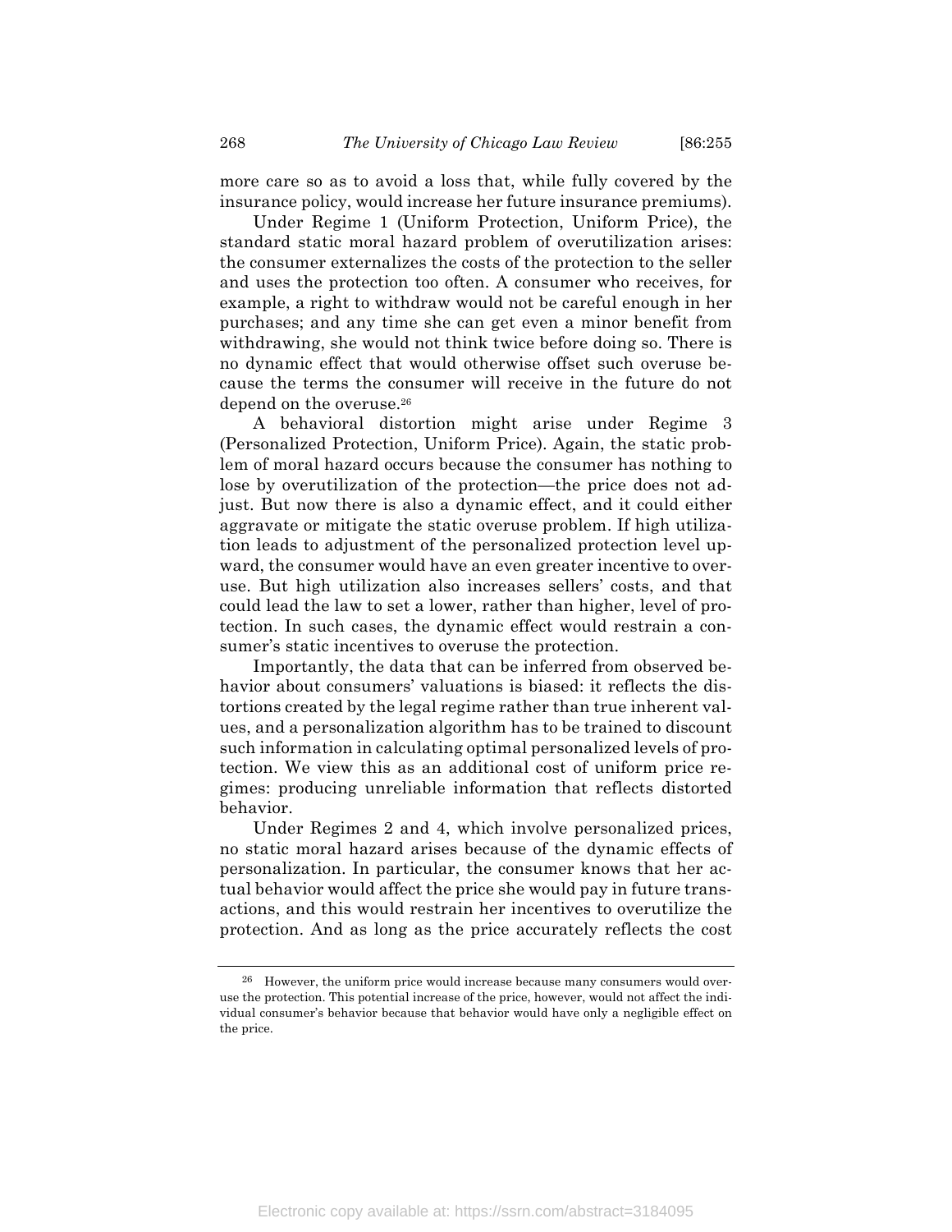more care so as to avoid a loss that, while fully covered by the insurance policy, would increase her future insurance premiums).

Under Regime 1 (Uniform Protection, Uniform Price), the standard static moral hazard problem of overutilization arises: the consumer externalizes the costs of the protection to the seller and uses the protection too often. A consumer who receives, for example, a right to withdraw would not be careful enough in her purchases; and any time she can get even a minor benefit from withdrawing, she would not think twice before doing so. There is no dynamic effect that would otherwise offset such overuse because the terms the consumer will receive in the future do not depend on the overuse.[26]

A behavioral distortion might arise under Regime 3 (Personalized Protection, Uniform Price). Again, the static problem of moral hazard occurs because the consumer has nothing to lose by overutilization of the protection—the price does not adjust. But now there is also a dynamic effect, and it could either aggravate or mitigate the static overuse problem. If high utilization leads to adjustment of the personalized protection level upward, the consumer would have an even greater incentive to overuse. But high utilization also increases sellers' costs, and that could lead the law to set a lower, rather than higher, level of protection. In such cases, the dynamic effect would restrain a consumer's static incentives to overuse the protection.

Importantly, the data that can be inferred from observed behavior about consumers' valuations is biased: it reflects the distortions created by the legal regime rather than true inherent values, and a personalization algorithm has to be trained to discount such information in calculating optimal personalized levels of protection. We view this as an additional cost of uniform price regimes: producing unreliable information that reflects distorted behavior.

Under Regimes 2 and 4, which involve personalized prices, no static moral hazard arises because of the dynamic effects of personalization. In particular, the consumer knows that her actual behavior would affect the price she would pay in future transactions, and this would restrain her incentives to overutilize the protection. And as long as the price accurately reflects the cost

---

[26] However, the uniform price would increase because many consumers would overuse the protection. This potential increase of the price, however, would not affect the individual consumer's behavior because that behavior would have only a negligible effect on the price.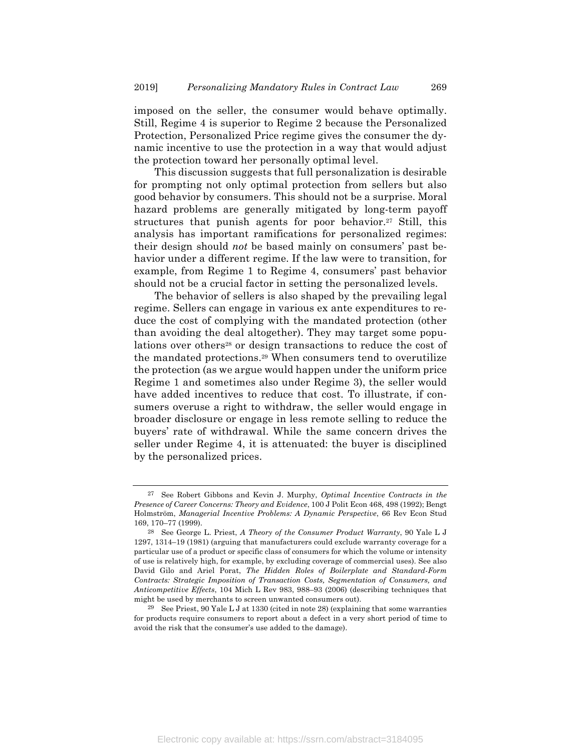imposed on the seller, the consumer would behave optimally. Still, Regime 4 is superior to Regime 2 because the Personalized Protection, Personalized Price regime gives the consumer the dynamic incentive to use the protection in a way that would adjust the protection toward her personally optimal level.

This discussion suggests that full personalization is desirable for prompting not only optimal protection from sellers but also good behavior by consumers. This should not be a surprise. Moral hazard problems are generally mitigated by long-term payoff structures that punish agents for poor behavior.[27] Still, this analysis has important ramifications for personalized regimes: their design should *not* be based mainly on consumers' past behavior under a different regime. If the law were to transition, for example, from Regime 1 to Regime 4, consumers' past behavior should not be a crucial factor in setting the personalized levels.

The behavior of sellers is also shaped by the prevailing legal regime. Sellers can engage in various ex ante expenditures to reduce the cost of complying with the mandated protection (other than avoiding the deal altogether). They may target some populations over others[28] or design transactions to reduce the cost of the mandated protections.[29] When consumers tend to overutilize the protection (as we argue would happen under the uniform price Regime 1 and sometimes also under Regime 3), the seller would have added incentives to reduce that cost. To illustrate, if consumers overuse a right to withdraw, the seller would engage in broader disclosure or engage in less remote selling to reduce the buyers' rate of withdrawal. While the same concern drives the seller under Regime 4, it is attenuated: the buyer is disciplined by the personalized prices.

---

[27] See Robert Gibbons and Kevin J. Murphy, *Optimal Incentive Contracts in the Presence of Career Concerns: Theory and Evidence*, 100 J Polit Econ 468, 498 (1992); Bengt Holmström, *Managerial Incentive Problems: A Dynamic Perspective*, 66 Rev Econ Stud 169, 170–77 (1999).

[28] See George L. Priest, *A Theory of the Consumer Product Warranty*, 90 Yale L J 1297, 1314–19 (1981) (arguing that manufacturers could exclude warranty coverage for a particular use of a product or specific class of consumers for which the volume or intensity of use is relatively high, for example, by excluding coverage of commercial uses). See also David Gilo and Ariel Porat, *The Hidden Roles of Boilerplate and Standard-Form Contracts: Strategic Imposition of Transaction Costs, Segmentation of Consumers, and Anticompetitive Effects*, 104 Mich L Rev 983, 988–93 (2006) (describing techniques that might be used by merchants to screen unwanted consumers out).

[29] See Priest, 90 Yale L J at 1330 (cited in note 28) (explaining that some warranties for products require consumers to report about a defect in a very short period of time to avoid the risk that the consumer's use added to the damage).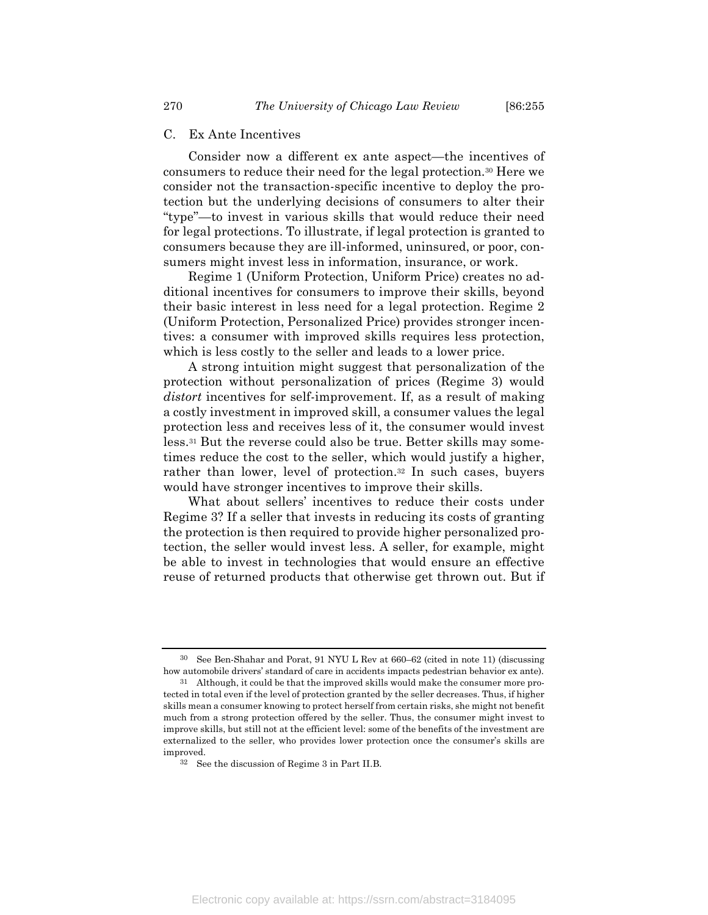### C. Ex Ante Incentives

Consider now a different ex ante aspect—the incentives of consumers to reduce their need for the legal protection.[30] Here we consider not the transaction-specific incentive to deploy the protection but the underlying decisions of consumers to alter their "type"—to invest in various skills that would reduce their need for legal protections. To illustrate, if legal protection is granted to consumers because they are ill-informed, uninsured, or poor, consumers might invest less in information, insurance, or work.

Regime 1 (Uniform Protection, Uniform Price) creates no additional incentives for consumers to improve their skills, beyond their basic interest in less need for a legal protection. Regime 2 (Uniform Protection, Personalized Price) provides stronger incentives: a consumer with improved skills requires less protection, which is less costly to the seller and leads to a lower price.

A strong intuition might suggest that personalization of the protection without personalization of prices (Regime 3) would *distort* incentives for self-improvement. If, as a result of making a costly investment in improved skill, a consumer values the legal protection less and receives less of it, the consumer would invest less.[31] But the reverse could also be true. Better skills may sometimes reduce the cost to the seller, which would justify a higher, rather than lower, level of protection.[32] In such cases, buyers would have stronger incentives to improve their skills.

What about sellers' incentives to reduce their costs under Regime 3? If a seller that invests in reducing its costs of granting the protection is then required to provide higher personalized protection, the seller would invest less. A seller, for example, might be able to invest in technologies that would ensure an effective reuse of returned products that otherwise get thrown out. But if

---

[30] See Ben-Shahar and Porat, 91 NYU L Rev at 660–62 (cited in note 11) (discussing how automobile drivers' standard of care in accidents impacts pedestrian behavior ex ante).

[31] Although, it could be that the improved skills would make the consumer more protected in total even if the level of protection granted by the seller decreases. Thus, if higher skills mean a consumer knowing to protect herself from certain risks, she might not benefit much from a strong protection offered by the seller. Thus, the consumer might invest to improve skills, but still not at the efficient level: some of the benefits of the investment are externalized to the seller, who provides lower protection once the consumer's skills are improved.

[32] See the discussion of Regime 3 in Part II.B.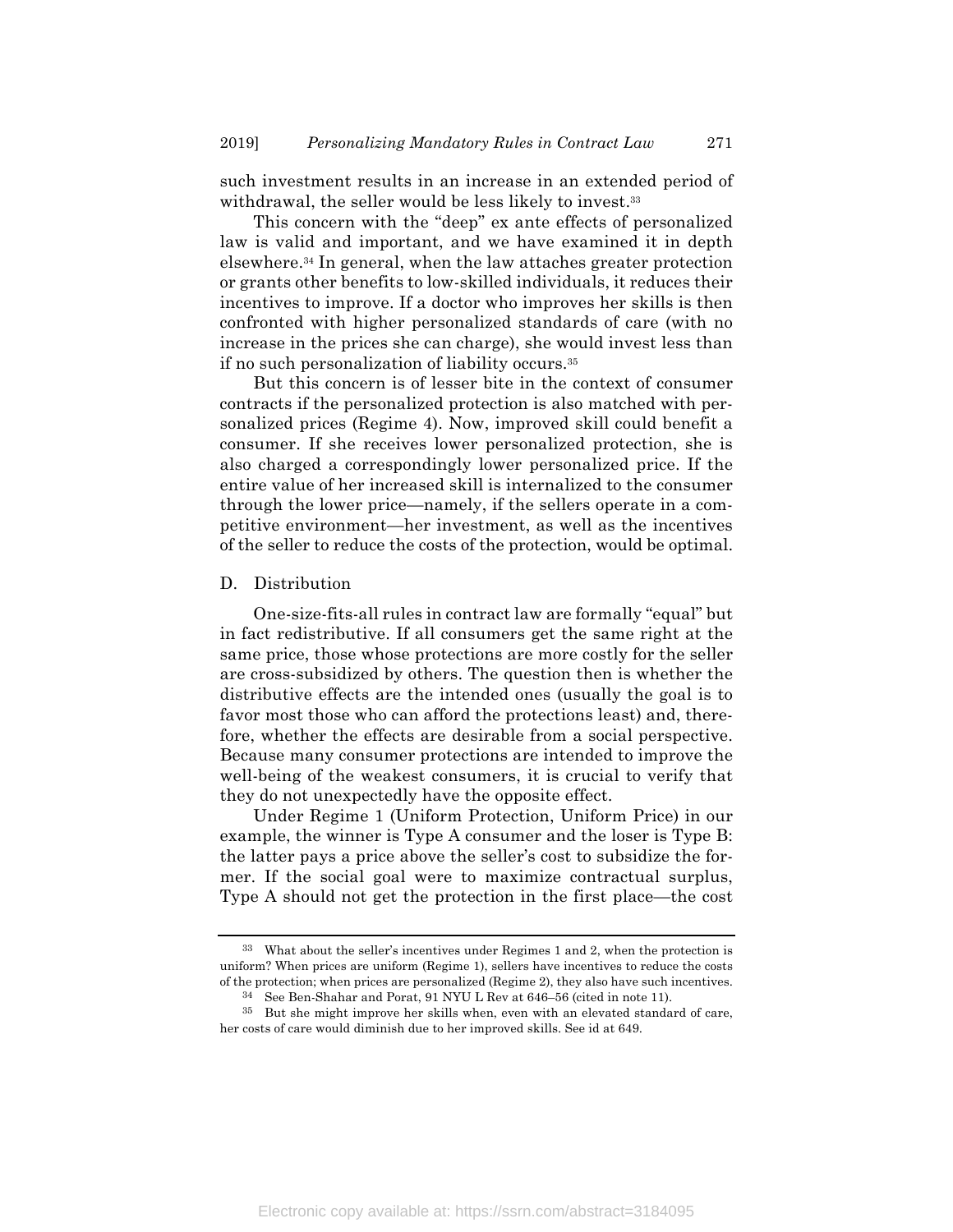such investment results in an increase in an extended period of withdrawal, the seller would be less likely to invest.[33]

This concern with the "deep" ex ante effects of personalized law is valid and important, and we have examined it in depth elsewhere.[34] In general, when the law attaches greater protection or grants other benefits to low-skilled individuals, it reduces their incentives to improve. If a doctor who improves her skills is then confronted with higher personalized standards of care (with no increase in the prices she can charge), she would invest less than if no such personalization of liability occurs.[35]

But this concern is of lesser bite in the context of consumer contracts if the personalized protection is also matched with personalized prices (Regime 4). Now, improved skill could benefit a consumer. If she receives lower personalized protection, she is also charged a correspondingly lower personalized price. If the entire value of her increased skill is internalized to the consumer through the lower price—namely, if the sellers operate in a competitive environment—her investment, as well as the incentives of the seller to reduce the costs of the protection, would be optimal.

## D. Distribution

One-size-fits-all rules in contract law are formally "equal" but in fact redistributive. If all consumers get the same right at the same price, those whose protections are more costly for the seller are cross-subsidized by others. The question then is whether the distributive effects are the intended ones (usually the goal is to favor most those who can afford the protections least) and, therefore, whether the effects are desirable from a social perspective. Because many consumer protections are intended to improve the well-being of the weakest consumers, it is crucial to verify that they do not unexpectedly have the opposite effect.

Under Regime 1 (Uniform Protection, Uniform Price) in our example, the winner is Type A consumer and the loser is Type B: the latter pays a price above the seller's cost to subsidize the former. If the social goal were to maximize contractual surplus, Type A should not get the protection in the first place—the cost

---

[33] What about the seller's incentives under Regimes 1 and 2, when the protection is uniform? When prices are uniform (Regime 1), sellers have incentives to reduce the costs of the protection; when prices are personalized (Regime 2), they also have such incentives.

[34] See Ben-Shahar and Porat, 91 NYU L Rev at 646–56 (cited in note 11).

[35] But she might improve her skills when, even with an elevated standard of care, her costs of care would diminish due to her improved skills. See id at 649.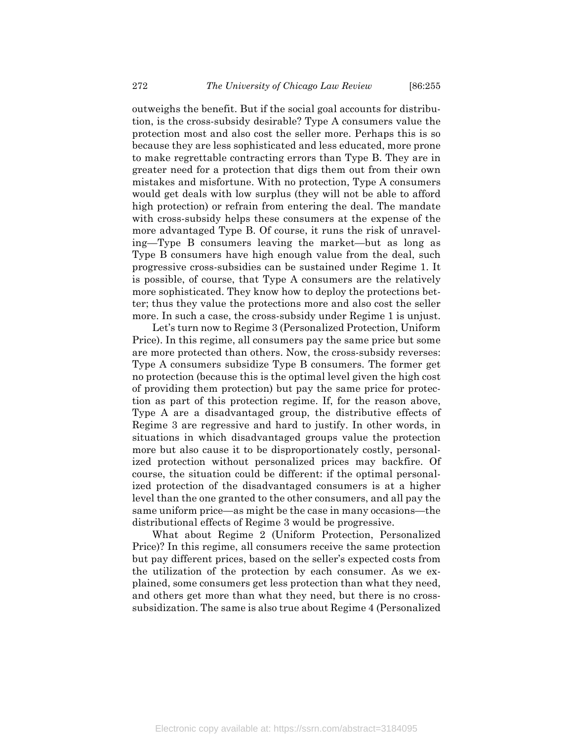outweighs the benefit. But if the social goal accounts for distribution, is the cross-subsidy desirable? Type A consumers value the protection most and also cost the seller more. Perhaps this is so because they are less sophisticated and less educated, more prone to make regrettable contracting errors than Type B. They are in greater need for a protection that digs them out from their own mistakes and misfortune. With no protection, Type A consumers would get deals with low surplus (they will not be able to afford high protection) or refrain from entering the deal. The mandate with cross-subsidy helps these consumers at the expense of the more advantaged Type B. Of course, it runs the risk of unraveling—Type B consumers leaving the market—but as long as Type B consumers have high enough value from the deal, such progressive cross-subsidies can be sustained under Regime 1. It is possible, of course, that Type A consumers are the relatively more sophisticated. They know how to deploy the protections better; thus they value the protections more and also cost the seller more. In such a case, the cross-subsidy under Regime 1 is unjust.

Let's turn now to Regime 3 (Personalized Protection, Uniform Price). In this regime, all consumers pay the same price but some are more protected than others. Now, the cross-subsidy reverses: Type A consumers subsidize Type B consumers. The former get no protection (because this is the optimal level given the high cost of providing them protection) but pay the same price for protection as part of this protection regime. If, for the reason above, Type A are a disadvantaged group, the distributive effects of Regime 3 are regressive and hard to justify. In other words, in situations in which disadvantaged groups value the protection more but also cause it to be disproportionately costly, personalized protection without personalized prices may backfire. Of course, the situation could be different: if the optimal personalized protection of the disadvantaged consumers is at a higher level than the one granted to the other consumers, and all pay the same uniform price—as might be the case in many occasions—the distributional effects of Regime 3 would be progressive.

What about Regime 2 (Uniform Protection, Personalized Price)? In this regime, all consumers receive the same protection but pay different prices, based on the seller's expected costs from the utilization of the protection by each consumer. As we explained, some consumers get less protection than what they need, and others get more than what they need, but there is no cross-subsidization. The same is also true about Regime 4 (Personalized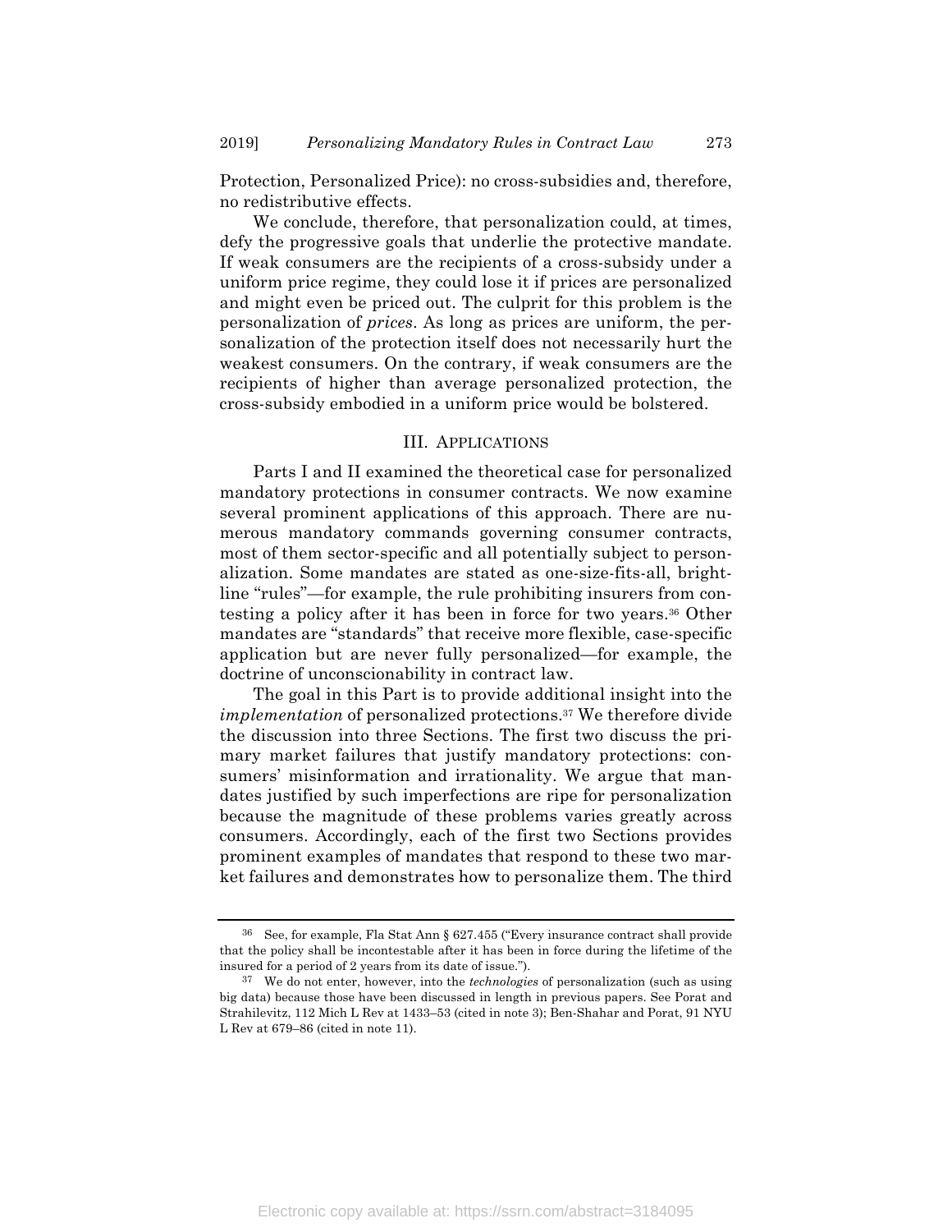Protection, Personalized Price): no cross-subsidies and, therefore, no redistributive effects.

We conclude, therefore, that personalization could, at times, defy the progressive goals that underlie the protective mandate. If weak consumers are the recipients of a cross-subsidy under a uniform price regime, they could lose it if prices are personalized and might even be priced out. The culprit for this problem is the personalization of *prices*. As long as prices are uniform, the personalization of the protection itself does not necessarily hurt the weakest consumers. On the contrary, if weak consumers are the recipients of higher than average personalized protection, the cross-subsidy embodied in a uniform price would be bolstered.

## III. APPLICATIONS

Parts I and II examined the theoretical case for personalized mandatory protections in consumer contracts. We now examine several prominent applications of this approach. There are numerous mandatory commands governing consumer contracts, most of them sector-specific and all potentially subject to personalization. Some mandates are stated as one-size-fits-all, bright-line "rules"—for example, the rule prohibiting insurers from contesting a policy after it has been in force for two years.[36] Other mandates are "standards" that receive more flexible, case-specific application but are never fully personalized—for example, the doctrine of unconscionability in contract law.

The goal in this Part is to provide additional insight into the *implementation* of personalized protections.[37] We therefore divide the discussion into three Sections. The first two discuss the primary market failures that justify mandatory protections: consumers' misinformation and irrationality. We argue that mandates justified by such imperfections are ripe for personalization because the magnitude of these problems varies greatly across consumers. Accordingly, each of the first two Sections provides prominent examples of mandates that respond to these two market failures and demonstrates how to personalize them. The third

---

[36] See, for example, Fla Stat Ann § 627.455 ("Every insurance contract shall provide that the policy shall be incontestable after it has been in force during the lifetime of the insured for a period of 2 years from its date of issue.").

[37] We do not enter, however, into the *technologies* of personalization (such as using big data) because those have been discussed in length in previous papers. See Porat and Strahilevitz, 112 Mich L Rev at 1433–53 (cited in note 3); Ben-Shahar and Porat, 91 NYU L Rev at 679–86 (cited in note 11).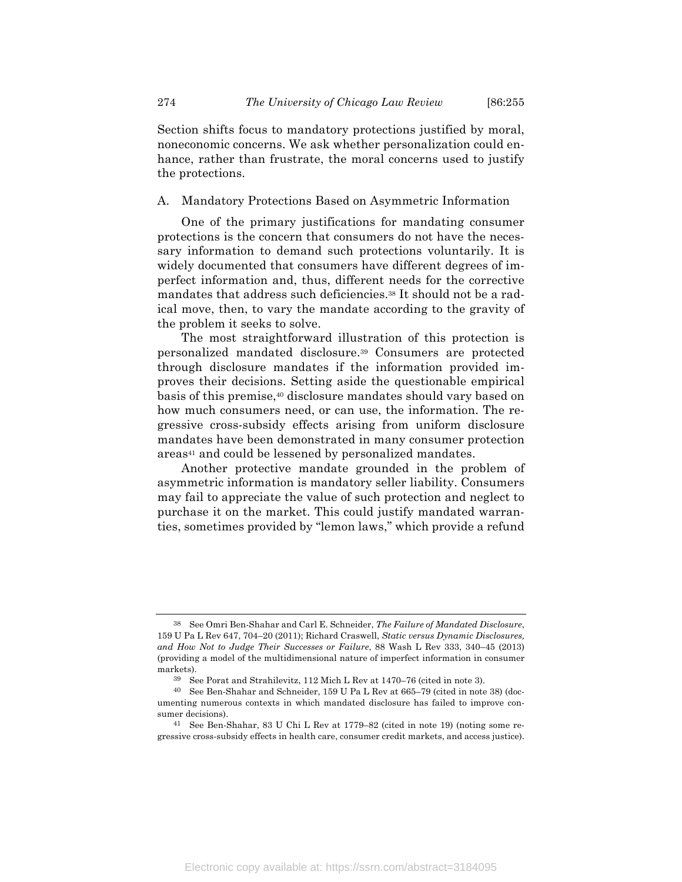Section shifts focus to mandatory protections justified by moral, noneconomic concerns. We ask whether personalization could enhance, rather than frustrate, the moral concerns used to justify the protections.

### A. Mandatory Protections Based on Asymmetric Information

One of the primary justifications for mandating consumer protections is the concern that consumers do not have the necessary information to demand such protections voluntarily. It is widely documented that consumers have different degrees of imperfect information and, thus, different needs for the corrective mandates that address such deficiencies.[38] It should not be a radical move, then, to vary the mandate according to the gravity of the problem it seeks to solve.

The most straightforward illustration of this protection is personalized mandated disclosure.[39] Consumers are protected through disclosure mandates if the information provided improves their decisions. Setting aside the questionable empirical basis of this premise,[40] disclosure mandates should vary based on how much consumers need, or can use, the information. The regressive cross-subsidy effects arising from uniform disclosure mandates have been demonstrated in many consumer protection areas[41] and could be lessened by personalized mandates.

Another protective mandate grounded in the problem of asymmetric information is mandatory seller liability. Consumers may fail to appreciate the value of such protection and neglect to purchase it on the market. This could justify mandated warranties, sometimes provided by "lemon laws," which provide a refund

---

[38] See Omri Ben-Shahar and Carl E. Schneider, *The Failure of Mandated Disclosure*, 159 U Pa L Rev 647, 704–20 (2011); Richard Craswell, *Static versus Dynamic Disclosures, and How Not to Judge Their Successes or Failure*, 88 Wash L Rev 333, 340–45 (2013) (providing a model of the multidimensional nature of imperfect information in consumer markets).

[39] See Porat and Strahilevitz, 112 Mich L Rev at 1470–76 (cited in note 3).

[40] See Ben-Shahar and Schneider, 159 U Pa L Rev at 665–79 (cited in note 38) (documenting numerous contexts in which mandated disclosure has failed to improve consumer decisions).

[41] See Ben-Shahar, 83 U Chi L Rev at 1779–82 (cited in note 19) (noting some regressive cross-subsidy effects in health care, consumer credit markets, and access justice).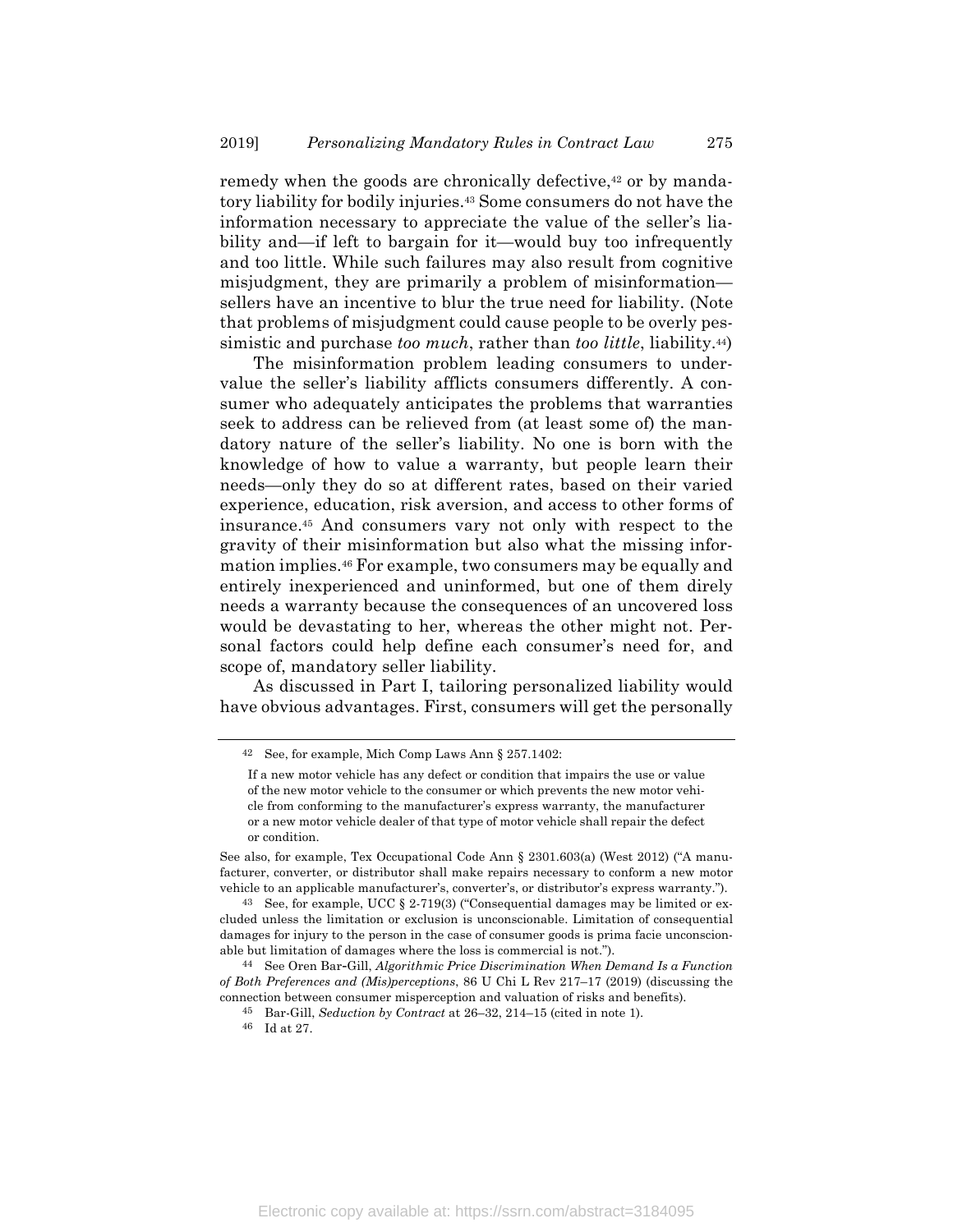remedy when the goods are chronically defective,[42] or by mandatory liability for bodily injuries.[43] Some consumers do not have the information necessary to appreciate the value of the seller's liability and—if left to bargain for it—would buy too infrequently and too little. While such failures may also result from cognitive misjudgment, they are primarily a problem of misinformation—sellers have an incentive to blur the true need for liability. (Note that problems of misjudgment could cause people to be overly pessimistic and purchase *too much*, rather than *too little*, liability.[44])

The misinformation problem leading consumers to undervalue the seller's liability afflicts consumers differently. A consumer who adequately anticipates the problems that warranties seek to address can be relieved from (at least some of) the mandatory nature of the seller's liability. No one is born with the knowledge of how to value a warranty, but people learn their needs—only they do so at different rates, based on their varied experience, education, risk aversion, and access to other forms of insurance.[45] And consumers vary not only with respect to the gravity of their misinformation but also what the missing information implies.[46] For example, two consumers may be equally and entirely inexperienced and uninformed, but one of them direly needs a warranty because the consequences of an uncovered loss would be devastating to her, whereas the other might not. Personal factors could help define each consumer's need for, and scope of, mandatory seller liability.

As discussed in Part I, tailoring personalized liability would have obvious advantages. First, consumers will get the personally

---

[42] See, for example, Mich Comp Laws Ann § 257.1402:

> If a new motor vehicle has any defect or condition that impairs the use or value of the new motor vehicle to the consumer or which prevents the new motor vehicle from conforming to the manufacturer's express warranty, the manufacturer or a new motor vehicle dealer of that type of motor vehicle shall repair the defect or condition.

See also, for example, Tex Occupational Code Ann § 2301.603(a) (West 2012) ("A manufacturer, converter, or distributor shall make repairs necessary to conform a new motor vehicle to an applicable manufacturer's, converter's, or distributor's express warranty.").

[43] See, for example, UCC § 2-719(3) ("Consequential damages may be limited or excluded unless the limitation or exclusion is unconscionable. Limitation of consequential damages for injury to the person in the case of consumer goods is prima facie unconscionable but limitation of damages where the loss is commercial is not.").

[44] See Oren Bar-Gill, *Algorithmic Price Discrimination When Demand Is a Function of Both Preferences and (Mis)perceptions*, 86 U Chi L Rev 217–17 (2019) (discussing the connection between consumer misperception and valuation of risks and benefits).

[45] Bar-Gill, *Seduction by Contract* at 26–32, 214–15 (cited in note 1).

[46] Id at 27.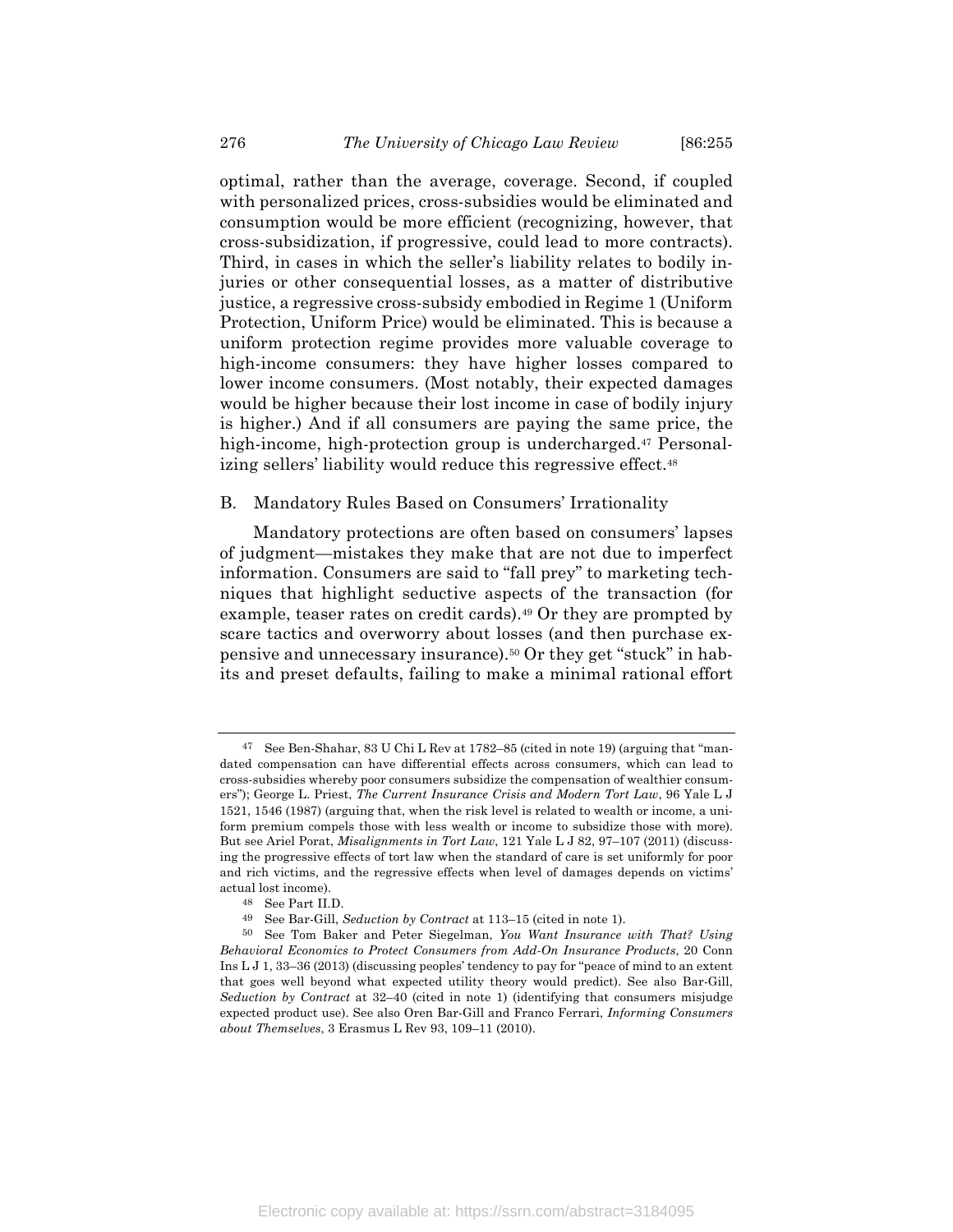optimal, rather than the average, coverage. Second, if coupled with personalized prices, cross-subsidies would be eliminated and consumption would be more efficient (recognizing, however, that cross-subsidization, if progressive, could lead to more contracts). Third, in cases in which the seller's liability relates to bodily injuries or other consequential losses, as a matter of distributive justice, a regressive cross-subsidy embodied in Regime 1 (Uniform Protection, Uniform Price) would be eliminated. This is because a uniform protection regime provides more valuable coverage to high-income consumers: they have higher losses compared to lower income consumers. (Most notably, their expected damages would be higher because their lost income in case of bodily injury is higher.) And if all consumers are paying the same price, the high-income, high-protection group is undercharged.[47] Personalizing sellers' liability would reduce this regressive effect.[48]

## B. Mandatory Rules Based on Consumers' Irrationality

Mandatory protections are often based on consumers' lapses of judgment—mistakes they make that are not due to imperfect information. Consumers are said to "fall prey" to marketing techniques that highlight seductive aspects of the transaction (for example, teaser rates on credit cards).[49] Or they are prompted by scare tactics and overworry about losses (and then purchase expensive and unnecessary insurance).[50] Or they get "stuck" in habits and preset defaults, failing to make a minimal rational effort

---

[47] See Ben-Shahar, 83 U Chi L Rev at 1782–85 (cited in note 19) (arguing that "mandated compensation can have differential effects across consumers, which can lead to cross-subsidies whereby poor consumers subsidize the compensation of wealthier consumers"); George L. Priest, *The Current Insurance Crisis and Modern Tort Law*, 96 Yale L J 1521, 1546 (1987) (arguing that, when the risk level is related to wealth or income, a uniform premium compels those with less wealth or income to subsidize those with more). But see Ariel Porat, *Misalignments in Tort Law*, 121 Yale L J 82, 97–107 (2011) (discussing the progressive effects of tort law when the standard of care is set uniformly for poor and rich victims, and the regressive effects when level of damages depends on victims' actual lost income).

[48] See Part II.D.

[49] See Bar-Gill, *Seduction by Contract* at 113–15 (cited in note 1).

[50] See Tom Baker and Peter Siegelman, *You Want Insurance with That? Using Behavioral Economics to Protect Consumers from Add-On Insurance Products*, 20 Conn Ins L J 1, 33–36 (2013) (discussing peoples' tendency to pay for "peace of mind to an extent that goes well beyond what expected utility theory would predict). See also Bar-Gill, *Seduction by Contract* at 32–40 (cited in note 1) (identifying that consumers misjudge expected product use). See also Oren Bar-Gill and Franco Ferrari, *Informing Consumers about Themselves*, 3 Erasmus L Rev 93, 109–11 (2010).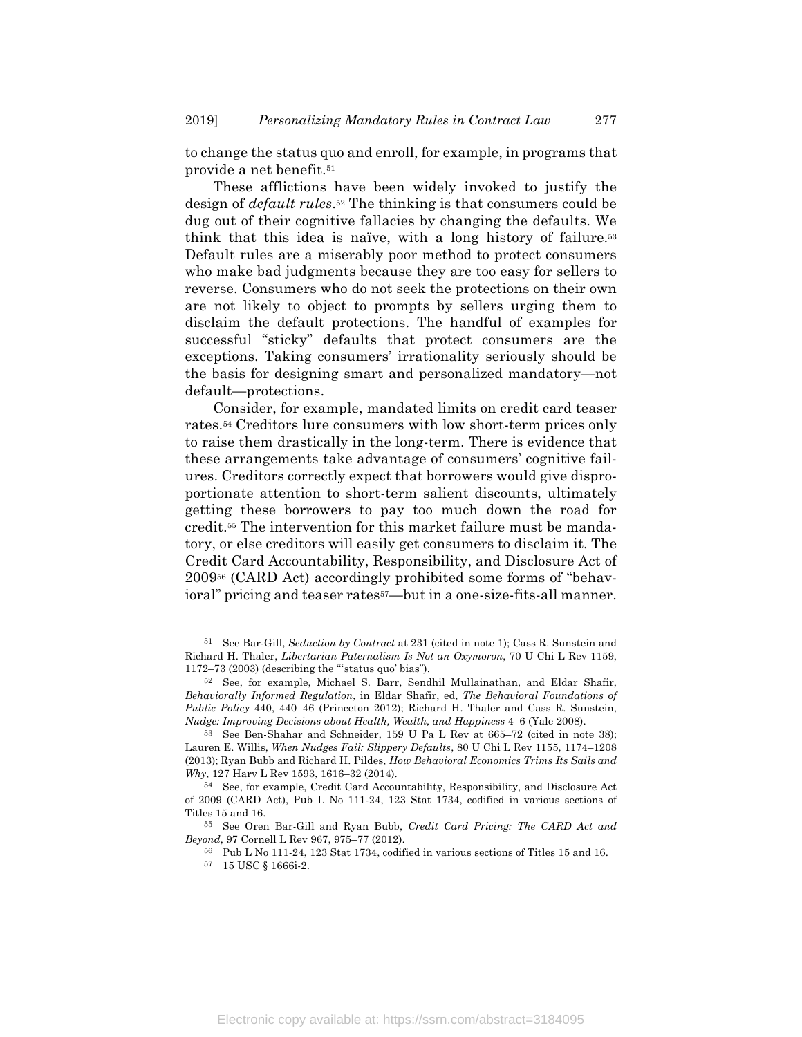to change the status quo and enroll, for example, in programs that provide a net benefit.[51]

These afflictions have been widely invoked to justify the design of *default rules*.[52] The thinking is that consumers could be dug out of their cognitive fallacies by changing the defaults. We think that this idea is naïve, with a long history of failure.[53] Default rules are a miserably poor method to protect consumers who make bad judgments because they are too easy for sellers to reverse. Consumers who do not seek the protections on their own are not likely to object to prompts by sellers urging them to disclaim the default protections. The handful of examples for successful "sticky" defaults that protect consumers are the exceptions. Taking consumers' irrationality seriously should be the basis for designing smart and personalized mandatory—not default—protections.

Consider, for example, mandated limits on credit card teaser rates.[54] Creditors lure consumers with low short-term prices only to raise them drastically in the long-term. There is evidence that these arrangements take advantage of consumers' cognitive failures. Creditors correctly expect that borrowers would give disproportionate attention to short-term salient discounts, ultimately getting these borrowers to pay too much down the road for credit.[55] The intervention for this market failure must be mandatory, or else creditors will easily get consumers to disclaim it. The Credit Card Accountability, Responsibility, and Disclosure Act of 2009[56] (CARD Act) accordingly prohibited some forms of "behavioral" pricing and teaser rates[57]—but in a one-size-fits-all manner.

---

51 See Bar-Gill, *Seduction by Contract* at 231 (cited in note 1); Cass R. Sunstein and Richard H. Thaler, *Libertarian Paternalism Is Not an Oxymoron*, 70 U Chi L Rev 1159, 1172–73 (2003) (describing the "'status quo' bias").

52 See, for example, Michael S. Barr, Sendhil Mullainathan, and Eldar Shafir, *Behaviorally Informed Regulation*, in Eldar Shafir, ed, *The Behavioral Foundations of Public Policy* 440, 440–46 (Princeton 2012); Richard H. Thaler and Cass R. Sunstein, *Nudge: Improving Decisions about Health, Wealth, and Happiness* 4–6 (Yale 2008).

53 See Ben-Shahar and Schneider, 159 U Pa L Rev at 665–72 (cited in note 38); Lauren E. Willis, *When Nudges Fail: Slippery Defaults*, 80 U Chi L Rev 1155, 1174–1208 (2013); Ryan Bubb and Richard H. Pildes, *How Behavioral Economics Trims Its Sails and Why*, 127 Harv L Rev 1593, 1616–32 (2014).

54 See, for example, Credit Card Accountability, Responsibility, and Disclosure Act of 2009 (CARD Act), Pub L No 111-24, 123 Stat 1734, codified in various sections of Titles 15 and 16.

55 See Oren Bar-Gill and Ryan Bubb, *Credit Card Pricing: The CARD Act and Beyond*, 97 Cornell L Rev 967, 975–77 (2012).

56 Pub L No 111-24, 123 Stat 1734, codified in various sections of Titles 15 and 16.

57 15 USC § 1666i-2.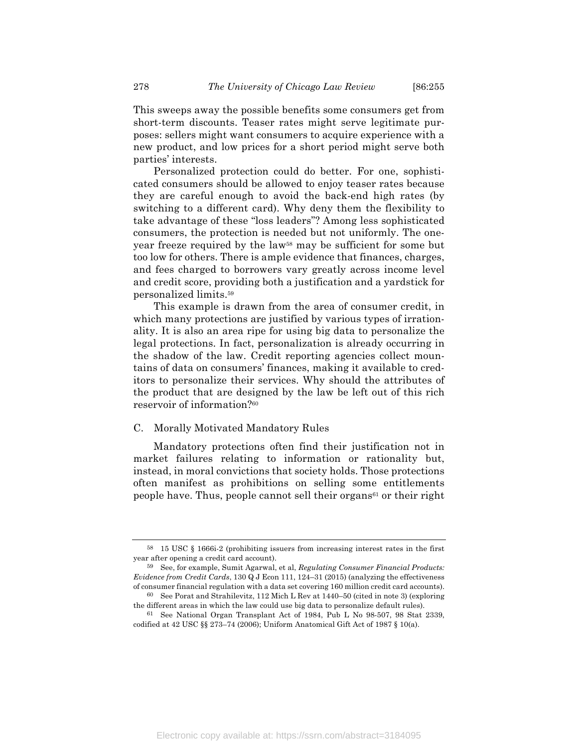This sweeps away the possible benefits some consumers get from short-term discounts. Teaser rates might serve legitimate purposes: sellers might want consumers to acquire experience with a new product, and low prices for a short period might serve both parties' interests.

Personalized protection could do better. For one, sophisticated consumers should be allowed to enjoy teaser rates because they are careful enough to avoid the back-end high rates (by switching to a different card). Why deny them the flexibility to take advantage of these "loss leaders"? Among less sophisticated consumers, the protection is needed but not uniformly. The one-year freeze required by the law[58] may be sufficient for some but too low for others. There is ample evidence that finances, charges, and fees charged to borrowers vary greatly across income level and credit score, providing both a justification and a yardstick for personalized limits.[59]

This example is drawn from the area of consumer credit, in which many protections are justified by various types of irrationality. It is also an area ripe for using big data to personalize the legal protections. In fact, personalization is already occurring in the shadow of the law. Credit reporting agencies collect mountains of data on consumers' finances, making it available to creditors to personalize their services. Why should the attributes of the product that are designed by the law be left out of this rich reservoir of information?[60]

### C. Morally Motivated Mandatory Rules

Mandatory protections often find their justification not in market failures relating to information or rationality but, instead, in moral convictions that society holds. Those protections often manifest as prohibitions on selling some entitlements people have. Thus, people cannot sell their organs[61] or their right

---

[58] 15 USC § 1666i-2 (prohibiting issuers from increasing interest rates in the first year after opening a credit card account).

[59] See, for example, Sumit Agarwal, et al, *Regulating Consumer Financial Products: Evidence from Credit Cards*, 130 Q J Econ 111, 124–31 (2015) (analyzing the effectiveness of consumer financial regulation with a data set covering 160 million credit card accounts).

[60] See Porat and Strahilevitz, 112 Mich L Rev at 1440–50 (cited in note 3) (exploring the different areas in which the law could use big data to personalize default rules).

[61] See National Organ Transplant Act of 1984, Pub L No 98-507, 98 Stat 2339, codified at 42 USC §§ 273–74 (2006); Uniform Anatomical Gift Act of 1987 § 10(a).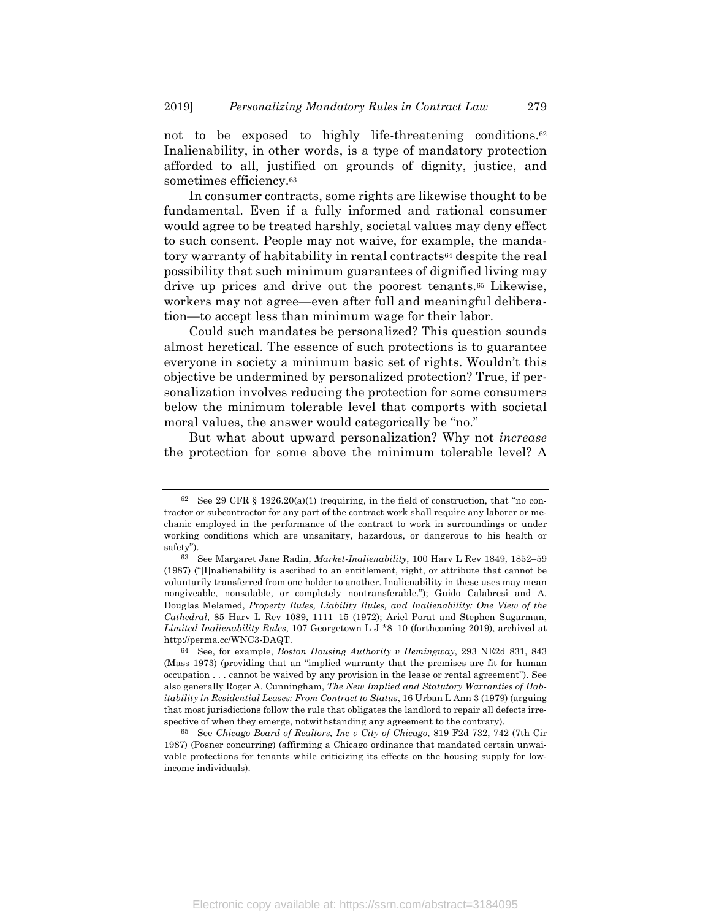not to be exposed to highly life-threatening conditions.[62] Inalienability, in other words, is a type of mandatory protection afforded to all, justified on grounds of dignity, justice, and sometimes efficiency.[63]

In consumer contracts, some rights are likewise thought to be fundamental. Even if a fully informed and rational consumer would agree to be treated harshly, societal values may deny effect to such consent. People may not waive, for example, the mandatory warranty of habitability in rental contracts[64] despite the real possibility that such minimum guarantees of dignified living may drive up prices and drive out the poorest tenants.[65] Likewise, workers may not agree—even after full and meaningful deliberation—to accept less than minimum wage for their labor.

Could such mandates be personalized? This question sounds almost heretical. The essence of such protections is to guarantee everyone in society a minimum basic set of rights. Wouldn't this objective be undermined by personalized protection? True, if personalization involves reducing the protection for some consumers below the minimum tolerable level that comports with societal moral values, the answer would categorically be "no."

But what about upward personalization? Why not *increase* the protection for some above the minimum tolerable level? A

---

[62] See 29 CFR § 1926.20(a)(1) (requiring, in the field of construction, that "no contractor or subcontractor for any part of the contract work shall require any laborer or mechanic employed in the performance of the contract to work in surroundings or under working conditions which are unsanitary, hazardous, or dangerous to his health or safety").

[63] See Margaret Jane Radin, *Market-Inalienability*, 100 Harv L Rev 1849, 1852–59 (1987) ("[I]nalienability is ascribed to an entitlement, right, or attribute that cannot be voluntarily transferred from one holder to another. Inalienability in these uses may mean nongiveable, nonsalable, or completely nontransferable."); Guido Calabresi and A. Douglas Melamed, *Property Rules, Liability Rules, and Inalienability: One View of the Cathedral*, 85 Harv L Rev 1089, 1111–15 (1972); Ariel Porat and Stephen Sugarman, *Limited Inalienability Rules*, 107 Georgetown L J *8–10 (forthcoming 2019), archived at http://perma.cc/WNC3-DAQT.

[64] See, for example, *Boston Housing Authority v Hemingway*, 293 NE2d 831, 843 (Mass 1973) (providing that an "implied warranty that the premises are fit for human occupation . . . cannot be waived by any provision in the lease or rental agreement"). See also generally Roger A. Cunningham, *The New Implied and Statutory Warranties of Habitability in Residential Leases: From Contract to Status*, 16 Urban L Ann 3 (1979) (arguing that most jurisdictions follow the rule that obligates the landlord to repair all defects irrespective of when they emerge, notwithstanding any agreement to the contrary).

[65] See *Chicago Board of Realtors, Inc v City of Chicago*, 819 F2d 732, 742 (7th Cir 1987) (Posner concurring) (affirming a Chicago ordinance that mandated certain unwaivable protections for tenants while criticizing its effects on the housing supply for low-income individuals).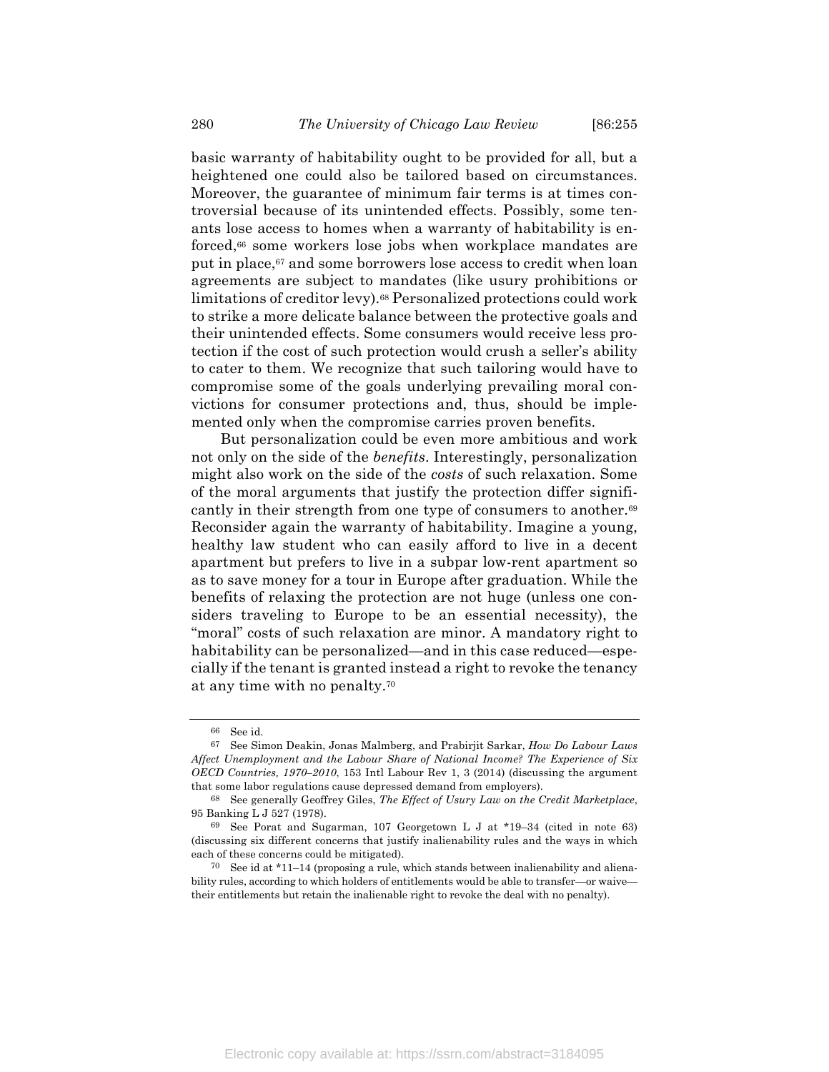basic warranty of habitability ought to be provided for all, but a heightened one could also be tailored based on circumstances. Moreover, the guarantee of minimum fair terms is at times controversial because of its unintended effects. Possibly, some tenants lose access to homes when a warranty of habitability is enforced,[66] some workers lose jobs when workplace mandates are put in place,[67] and some borrowers lose access to credit when loan agreements are subject to mandates (like usury prohibitions or limitations of creditor levy).[68] Personalized protections could work to strike a more delicate balance between the protective goals and their unintended effects. Some consumers would receive less protection if the cost of such protection would crush a seller's ability to cater to them. We recognize that such tailoring would have to compromise some of the goals underlying prevailing moral convictions for consumer protections and, thus, should be implemented only when the compromise carries proven benefits.

But personalization could be even more ambitious and work not only on the side of the *benefits*. Interestingly, personalization might also work on the side of the *costs* of such relaxation. Some of the moral arguments that justify the protection differ significantly in their strength from one type of consumers to another.[69] Reconsider again the warranty of habitability. Imagine a young, healthy law student who can easily afford to live in a decent apartment but prefers to live in a subpar low-rent apartment so as to save money for a tour in Europe after graduation. While the benefits of relaxing the protection are not huge (unless one considers traveling to Europe to be an essential necessity), the "moral" costs of such relaxation are minor. A mandatory right to habitability can be personalized—and in this case reduced—especially if the tenant is granted instead a right to revoke the tenancy at any time with no penalty.[70]

---

[66] See id.

[67] See Simon Deakin, Jonas Malmberg, and Prabirjit Sarkar, *How Do Labour Laws Affect Unemployment and the Labour Share of National Income? The Experience of Six OECD Countries, 1970–2010*, 153 Intl Labour Rev 1, 3 (2014) (discussing the argument that some labor regulations cause depressed demand from employers).

[68] See generally Geoffrey Giles, *The Effect of Usury Law on the Credit Marketplace*, 95 Banking L J 527 (1978).

[69] See Porat and Sugarman, 107 Georgetown L J at *19–34 (cited in note 63) (discussing six different concerns that justify inalienability rules and the ways in which each of these concerns could be mitigated).

[70] See id at *11–14 (proposing a rule, which stands between inalienability and alienability rules, according to which holders of entitlements would be able to transfer—or waive—their entitlements but retain the inalienable right to revoke the deal with no penalty).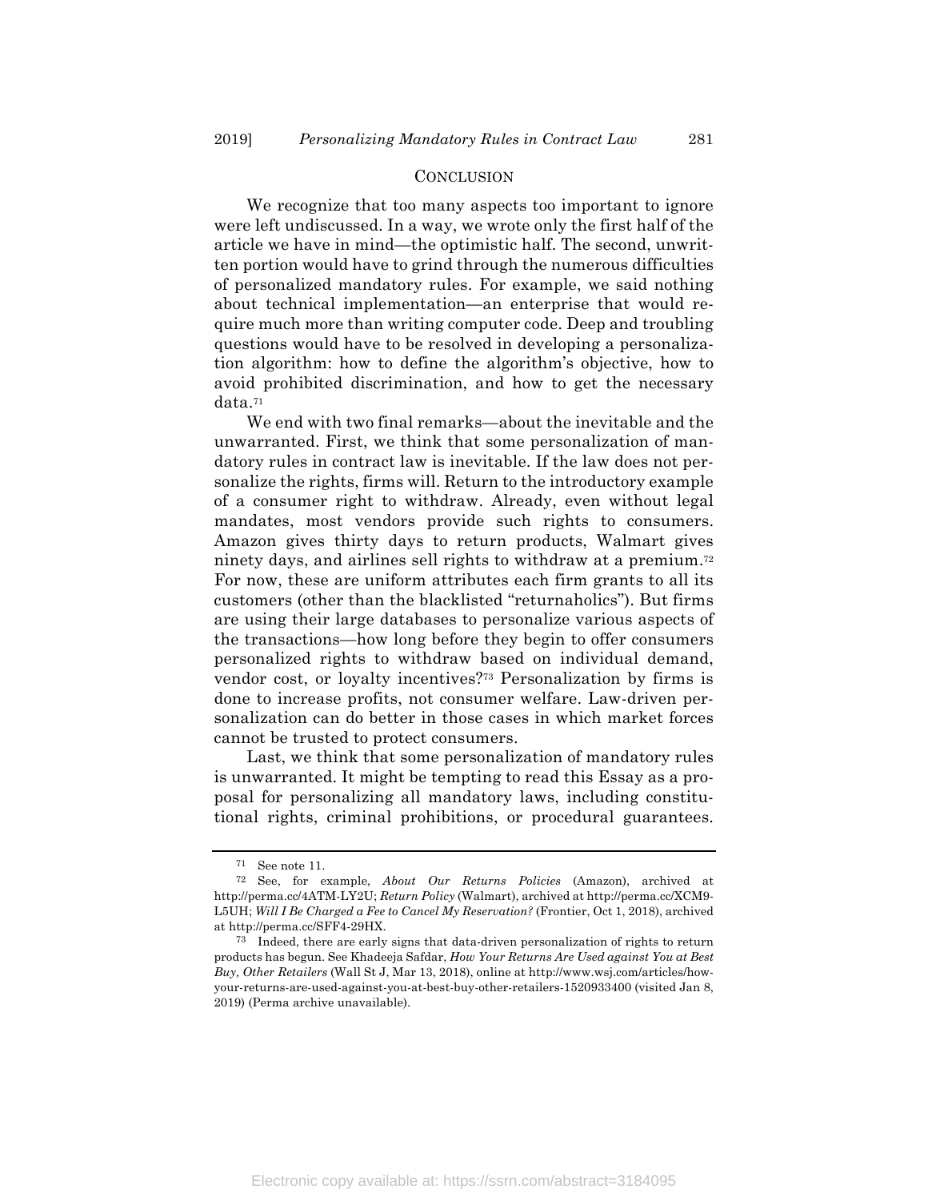## CONCLUSION

We recognize that too many aspects too important to ignore were left undiscussed. In a way, we wrote only the first half of the article we have in mind—the optimistic half. The second, unwritten portion would have to grind through the numerous difficulties of personalized mandatory rules. For example, we said nothing about technical implementation—an enterprise that would require much more than writing computer code. Deep and troubling questions would have to be resolved in developing a personalization algorithm: how to define the algorithm's objective, how to avoid prohibited discrimination, and how to get the necessary data.[71]

We end with two final remarks—about the inevitable and the unwarranted. First, we think that some personalization of mandatory rules in contract law is inevitable. If the law does not personalize the rights, firms will. Return to the introductory example of a consumer right to withdraw. Already, even without legal mandates, most vendors provide such rights to consumers. Amazon gives thirty days to return products, Walmart gives ninety days, and airlines sell rights to withdraw at a premium.[72] For now, these are uniform attributes each firm grants to all its customers (other than the blacklisted "returnaholics"). But firms are using their large databases to personalize various aspects of the transactions—how long before they begin to offer consumers personalized rights to withdraw based on individual demand, vendor cost, or loyalty incentives?[73] Personalization by firms is done to increase profits, not consumer welfare. Law-driven personalization can do better in those cases in which market forces cannot be trusted to protect consumers.

Last, we think that some personalization of mandatory rules is unwarranted. It might be tempting to read this Essay as a proposal for personalizing all mandatory laws, including constitutional rights, criminal prohibitions, or procedural guarantees.

---

[71] See note 11.

[72] See, for example, *About Our Returns Policies* (Amazon), archived at http://perma.cc/4ATM-LY2U; *Return Policy* (Walmart), archived at http://perma.cc/XCM9-L5UH; *Will I Be Charged a Fee to Cancel My Reservation?* (Frontier, Oct 1, 2018), archived at http://perma.cc/SFF4-29HX.

[73] Indeed, there are early signs that data-driven personalization of rights to return products has begun. See Khadeeja Safdar, *How Your Returns Are Used against You at Best Buy, Other Retailers* (Wall St J, Mar 13, 2018), online at http://www.wsj.com/articles/how-your-returns-are-used-against-you-at-best-buy-other-retailers-1520933400 (visited Jan 8, 2019) (Perma archive unavailable).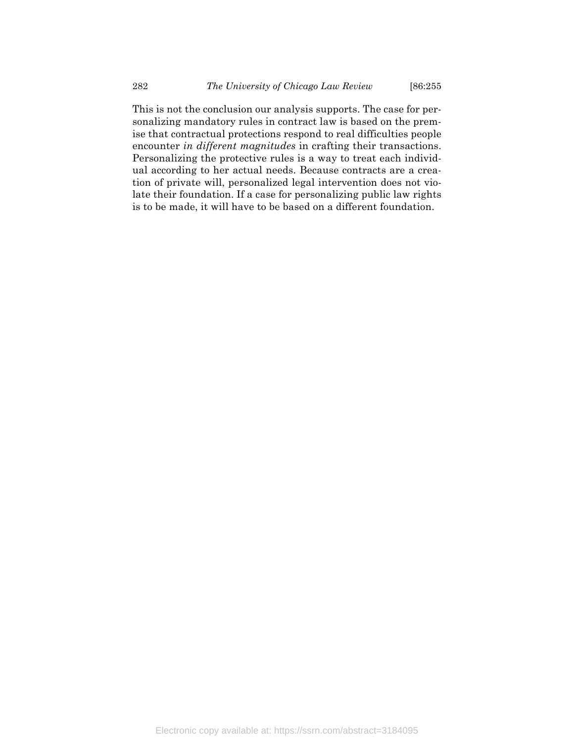This is not the conclusion our analysis supports. The case for personalizing mandatory rules in contract law is based on the premise that contractual protections respond to real difficulties people encounter *in different magnitudes* in crafting their transactions. Personalizing the protective rules is a way to treat each individual according to her actual needs. Because contracts are a creation of private will, personalized legal intervention does not violate their foundation. If a case for personalizing public law rights is to be made, it will have to be based on a different foundation.